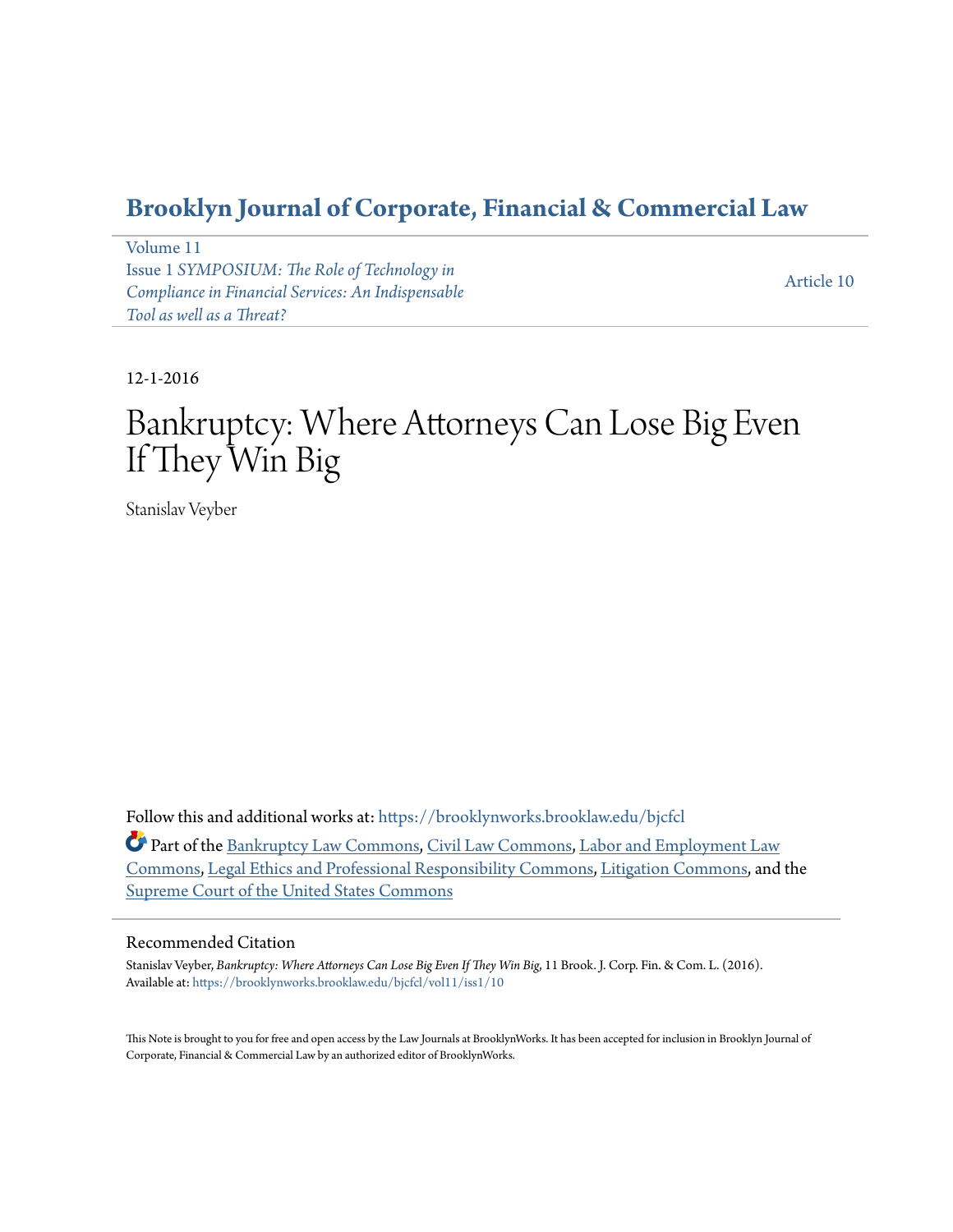# Brooklyn Journal of Corporate, Financial & Commercial Law

Volume 11
Issue 1 *SYMPOSIUM: The Role of Technology in Compliance in Financial Services: An Indispensable Tool as well as a Threat?*

Article 10

12-1-2016

# Bankruptcy: Where Attorneys Can Lose Big Even If They Win Big

Stanislav Veyber

Follow this and additional works at: https://brooklynworks.brooklaw.edu/bjcfcl

Part of the Bankruptcy Law Commons, Civil Law Commons, Labor and Employment Law Commons, Legal Ethics and Professional Responsibility Commons, Litigation Commons, and the Supreme Court of the United States Commons

## Recommended Citation

Stanislav Veyber, *Bankruptcy: Where Attorneys Can Lose Big Even If They Win Big*, 11 Brook. J. Corp. Fin. & Com. L. (2016).
Available at: https://brooklynworks.brooklaw.edu/bjcfcl/vol11/iss1/10

This Note is brought to you for free and open access by the Law Journals at BrooklynWorks. It has been accepted for inclusion in Brooklyn Journal of Corporate, Financial & Commercial Law by an authorized editor of BrooklynWorks.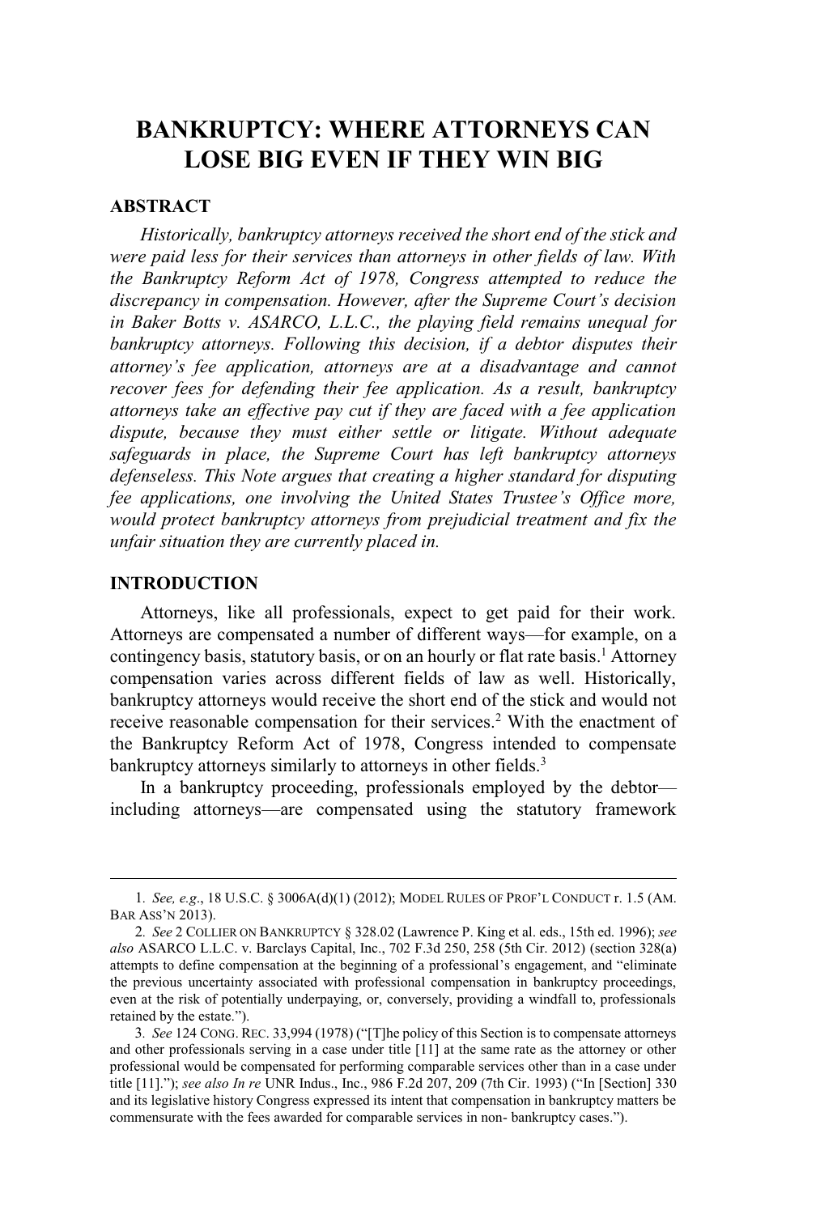# BANKRUPTCY: WHERE ATTORNEYS CAN LOSE BIG EVEN IF THEY WIN BIG

## ABSTRACT

*Historically, bankruptcy attorneys received the short end of the stick and were paid less for their services than attorneys in other fields of law. With the Bankruptcy Reform Act of 1978, Congress attempted to reduce the discrepancy in compensation. However, after the Supreme Court's decision in Baker Botts v. ASARCO, L.L.C., the playing field remains unequal for bankruptcy attorneys. Following this decision, if a debtor disputes their attorney's fee application, attorneys are at a disadvantage and cannot recover fees for defending their fee application. As a result, bankruptcy attorneys take an effective pay cut if they are faced with a fee application dispute, because they must either settle or litigate. Without adequate safeguards in place, the Supreme Court has left bankruptcy attorneys defenseless. This Note argues that creating a higher standard for disputing fee applications, one involving the United States Trustee's Office more, would protect bankruptcy attorneys from prejudicial treatment and fix the unfair situation they are currently placed in.*

## INTRODUCTION

Attorneys, like all professionals, expect to get paid for their work. Attorneys are compensated a number of different ways—for example, on a contingency basis, statutory basis, or on an hourly or flat rate basis.[1] Attorney compensation varies across different fields of law as well. Historically, bankruptcy attorneys would receive the short end of the stick and would not receive reasonable compensation for their services.[2] With the enactment of the Bankruptcy Reform Act of 1978, Congress intended to compensate bankruptcy attorneys similarly to attorneys in other fields.[3]

In a bankruptcy proceeding, professionals employed by the debtor—including attorneys—are compensated using the statutory framework

---

1. *See, e.g.*, 18 U.S.C. § 3006A(d)(1) (2012); MODEL RULES OF PROF'L CONDUCT r. 1.5 (AM. BAR ASS'N 2013).

2. *See* 2 COLLIER ON BANKRUPTCY § 328.02 (Lawrence P. King et al. eds., 15th ed. 1996); *see also* ASARCO L.L.C. v. Barclays Capital, Inc., 702 F.3d 250, 258 (5th Cir. 2012) (section 328(a) attempts to define compensation at the beginning of a professional's engagement, and "eliminate the previous uncertainty associated with professional compensation in bankruptcy proceedings, even at the risk of potentially underpaying, or, conversely, providing a windfall to, professionals retained by the estate.").

3. *See* 124 CONG. REC. 33,994 (1978) ("[T]he policy of this Section is to compensate attorneys and other professionals serving in a case under title [11] at the same rate as the attorney or other professional would be compensated for performing comparable services other than in a case under title [11]."); *see also In re* UNR Indus., Inc., 986 F.2d 207, 209 (7th Cir. 1993) ("In [Section] 330 and its legislative history Congress expressed its intent that compensation in bankruptcy matters be commensurate with the fees awarded for comparable services in non- bankruptcy cases.").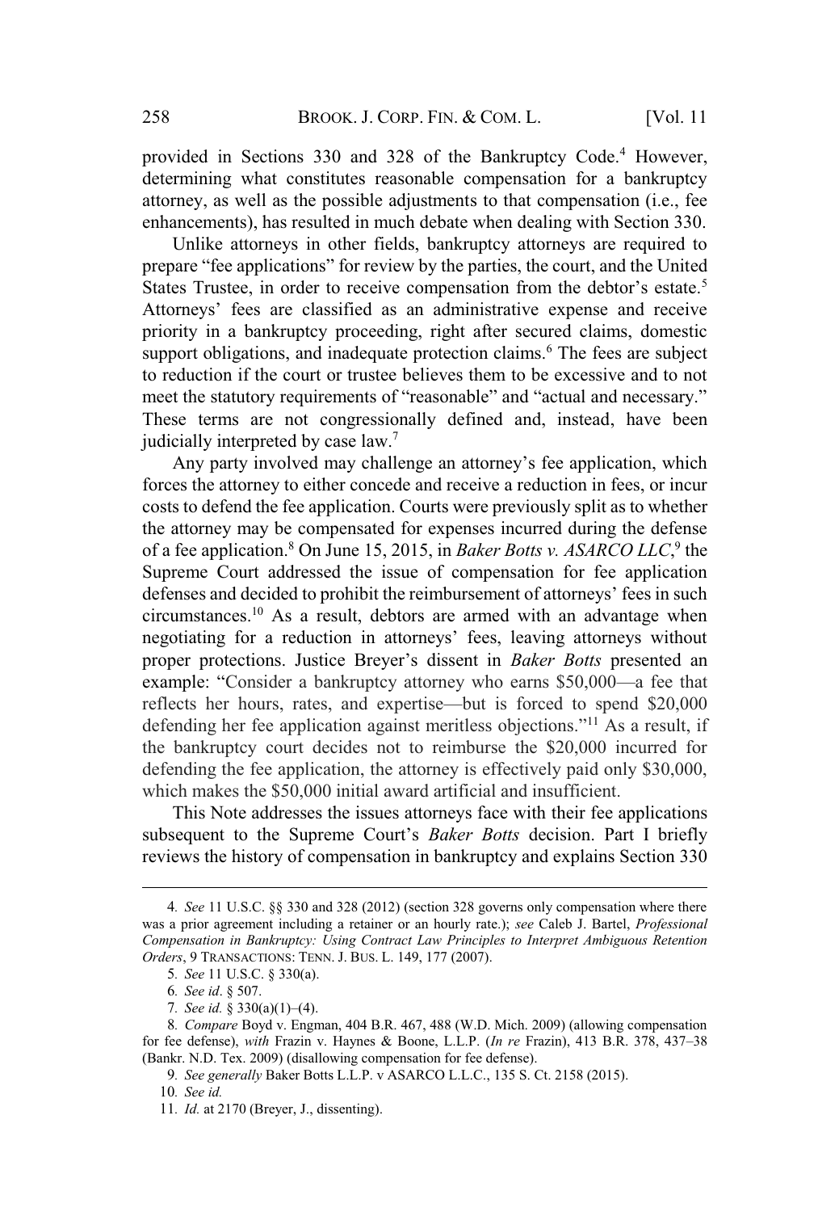provided in Sections 330 and 328 of the Bankruptcy Code.[4] However, determining what constitutes reasonable compensation for a bankruptcy attorney, as well as the possible adjustments to that compensation (i.e., fee enhancements), has resulted in much debate when dealing with Section 330.

Unlike attorneys in other fields, bankruptcy attorneys are required to prepare "fee applications" for review by the parties, the court, and the United States Trustee, in order to receive compensation from the debtor's estate.[5] Attorneys' fees are classified as an administrative expense and receive priority in a bankruptcy proceeding, right after secured claims, domestic support obligations, and inadequate protection claims.[6] The fees are subject to reduction if the court or trustee believes them to be excessive and to not meet the statutory requirements of "reasonable" and "actual and necessary." These terms are not congressionally defined and, instead, have been judicially interpreted by case law.[7]

Any party involved may challenge an attorney's fee application, which forces the attorney to either concede and receive a reduction in fees, or incur costs to defend the fee application. Courts were previously split as to whether the attorney may be compensated for expenses incurred during the defense of a fee application.[8] On June 15, 2015, in *Baker Botts v. ASARCO LLC*,[9] the Supreme Court addressed the issue of compensation for fee application defenses and decided to prohibit the reimbursement of attorneys' fees in such circumstances.[10] As a result, debtors are armed with an advantage when negotiating for a reduction in attorneys' fees, leaving attorneys without proper protections. Justice Breyer's dissent in *Baker Botts* presented an example: "Consider a bankruptcy attorney who earns \$50,000—a fee that reflects her hours, rates, and expertise—but is forced to spend \$20,000 defending her fee application against meritless objections."[11] As a result, if the bankruptcy court decides not to reimburse the \$20,000 incurred for defending the fee application, the attorney is effectively paid only \$30,000, which makes the \$50,000 initial award artificial and insufficient.

This Note addresses the issues attorneys face with their fee applications subsequent to the Supreme Court's *Baker Botts* decision. Part I briefly reviews the history of compensation in bankruptcy and explains Section 330

---

4. *See* 11 U.S.C. §§ 330 and 328 (2012) (section 328 governs only compensation where there was a prior agreement including a retainer or an hourly rate.); *see* Caleb J. Bartel, *Professional Compensation in Bankruptcy: Using Contract Law Principles to Interpret Ambiguous Retention Orders*, 9 TRANSACTIONS: TENN. J. BUS. L. 149, 177 (2007).

5. *See* 11 U.S.C. § 330(a).

6. *See id*. § 507.

7. *See id.* § 330(a)(1)–(4).

8. *Compare* Boyd v. Engman, 404 B.R. 467, 488 (W.D. Mich. 2009) (allowing compensation for fee defense), *with* Frazin v. Haynes & Boone, L.L.P. (*In re* Frazin), 413 B.R. 378, 437–38 (Bankr. N.D. Tex. 2009) (disallowing compensation for fee defense).

9. *See generally* Baker Botts L.L.P. v ASARCO L.L.C., 135 S. Ct. 2158 (2015).

10. *See id.*

11. *Id.* at 2170 (Breyer, J., dissenting).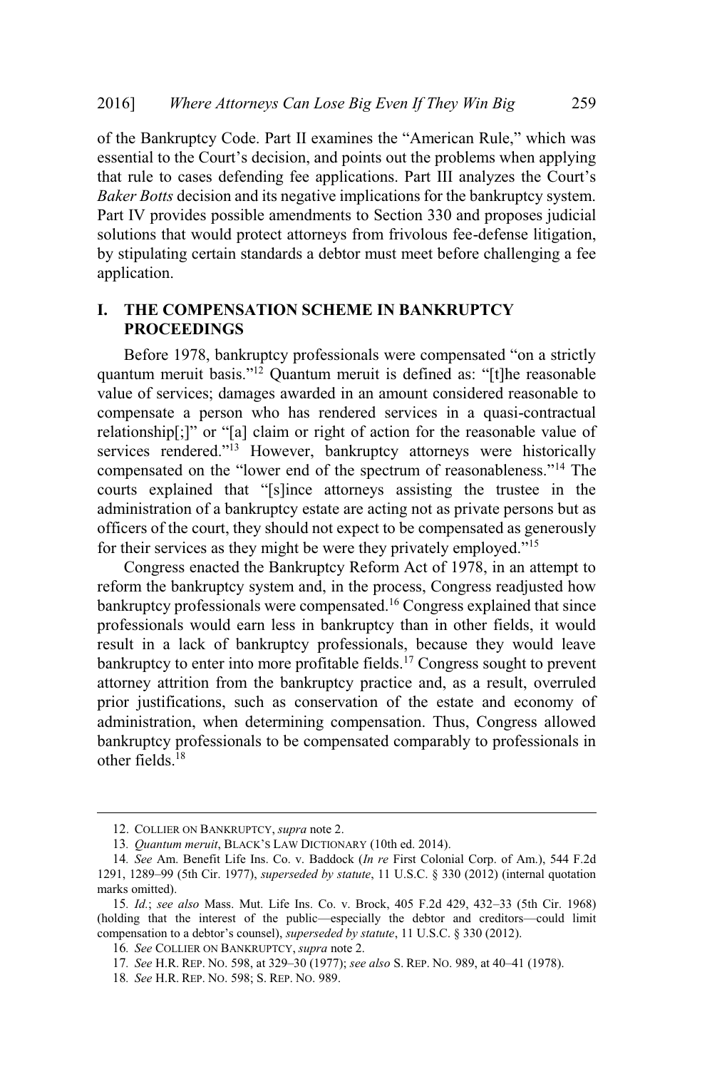of the Bankruptcy Code. Part II examines the "American Rule," which was essential to the Court's decision, and points out the problems when applying that rule to cases defending fee applications. Part III analyzes the Court's *Baker Botts* decision and its negative implications for the bankruptcy system. Part IV provides possible amendments to Section 330 and proposes judicial solutions that would protect attorneys from frivolous fee-defense litigation, by stipulating certain standards a debtor must meet before challenging a fee application.

## I. THE COMPENSATION SCHEME IN BANKRUPTCY PROCEEDINGS

Before 1978, bankruptcy professionals were compensated "on a strictly quantum meruit basis."[12] Quantum meruit is defined as: "[t]he reasonable value of services; damages awarded in an amount considered reasonable to compensate a person who has rendered services in a quasi-contractual relationship[;]" or "[a] claim or right of action for the reasonable value of services rendered."[13] However, bankruptcy attorneys were historically compensated on the "lower end of the spectrum of reasonableness."[14] The courts explained that "[s]ince attorneys assisting the trustee in the administration of a bankruptcy estate are acting not as private persons but as officers of the court, they should not expect to be compensated as generously for their services as they might be were they privately employed."[15]

Congress enacted the Bankruptcy Reform Act of 1978, in an attempt to reform the bankruptcy system and, in the process, Congress readjusted how bankruptcy professionals were compensated.[16] Congress explained that since professionals would earn less in bankruptcy than in other fields, it would result in a lack of bankruptcy professionals, because they would leave bankruptcy to enter into more profitable fields.[17] Congress sought to prevent attorney attrition from the bankruptcy practice and, as a result, overruled prior justifications, such as conservation of the estate and economy of administration, when determining compensation. Thus, Congress allowed bankruptcy professionals to be compensated comparably to professionals in other fields.[18]

---

12. COLLIER ON BANKRUPTCY, *supra* note 2.

13. *Quantum meruit*, BLACK'S LAW DICTIONARY (10th ed. 2014).

14. *See* Am. Benefit Life Ins. Co. v. Baddock (*In re* First Colonial Corp. of Am.), 544 F.2d 1291, 1289–99 (5th Cir. 1977), *superseded by statute*, 11 U.S.C. § 330 (2012) (internal quotation marks omitted).

15. *Id.*; *see also* Mass. Mut. Life Ins. Co. v. Brock, 405 F.2d 429, 432–33 (5th Cir. 1968) (holding that the interest of the public—especially the debtor and creditors—could limit compensation to a debtor's counsel), *superseded by statute*, 11 U.S.C. § 330 (2012).

16. *See* COLLIER ON BANKRUPTCY, *supra* note 2.

17. *See* H.R. REP. NO. 598, at 329–30 (1977); *see also* S. REP. NO. 989, at 40–41 (1978).

18. *See* H.R. REP. NO. 598; S. REP. NO. 989.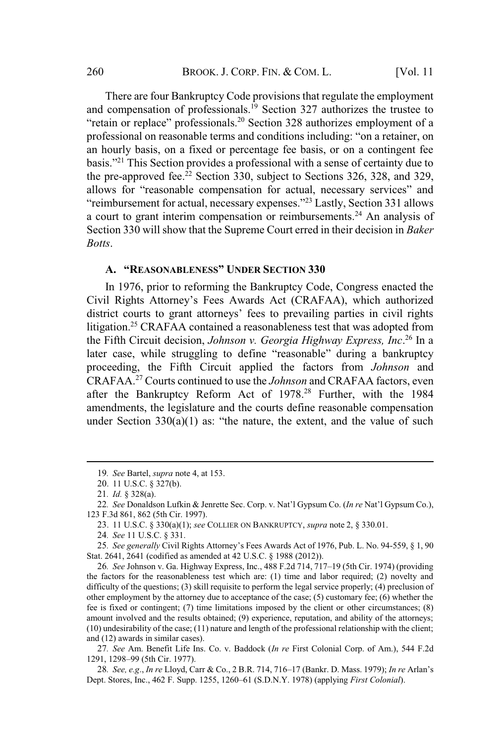There are four Bankruptcy Code provisions that regulate the employment and compensation of professionals.[19] Section 327 authorizes the trustee to "retain or replace" professionals.[20] Section 328 authorizes employment of a professional on reasonable terms and conditions including: "on a retainer, on an hourly basis, on a fixed or percentage fee basis, or on a contingent fee basis."[21] This Section provides a professional with a sense of certainty due to the pre-approved fee.[22] Section 330, subject to Sections 326, 328, and 329, allows for "reasonable compensation for actual, necessary services" and "reimbursement for actual, necessary expenses."[23] Lastly, Section 331 allows a court to grant interim compensation or reimbursements.[24] An analysis of Section 330 will show that the Supreme Court erred in their decision in *Baker Botts*.

### A. "Reasonableness" Under Section 330

In 1976, prior to reforming the Bankruptcy Code, Congress enacted the Civil Rights Attorney's Fees Awards Act (CRAFAA), which authorized district courts to grant attorneys' fees to prevailing parties in civil rights litigation.[25] CRAFAA contained a reasonableness test that was adopted from the Fifth Circuit decision, *Johnson v. Georgia Highway Express, Inc*.[26] In a later case, while struggling to define "reasonable" during a bankruptcy proceeding, the Fifth Circuit applied the factors from *Johnson* and CRAFAA.[27] Courts continued to use the *Johnson* and CRAFAA factors, even after the Bankruptcy Reform Act of 1978.[28] Further, with the 1984 amendments, the legislature and the courts define reasonable compensation under Section 330(a)(1) as: "the nature, the extent, and the value of such

---

19. *See* Bartel, *supra* note 4, at 153.

20. 11 U.S.C. § 327(b).

21. *Id.* § 328(a).

22. *See* Donaldson Lufkin & Jenrette Sec. Corp. v. Nat'l Gypsum Co. (*In re* Nat'l Gypsum Co.), 123 F.3d 861, 862 (5th Cir. 1997).

23. 11 U.S.C. § 330(a)(1); *see* Collier on Bankruptcy, *supra* note 2, § 330.01.

24. *See* 11 U.S.C. § 331.

25. *See generally* Civil Rights Attorney's Fees Awards Act of 1976, Pub. L. No. 94-559, § 1, 90 Stat. 2641, 2641 (codified as amended at 42 U.S.C. § 1988 (2012)).

26. *See* Johnson v. Ga. Highway Express, Inc., 488 F.2d 714, 717–19 (5th Cir. 1974) (providing the factors for the reasonableness test which are: (1) time and labor required; (2) novelty and difficulty of the questions; (3) skill requisite to perform the legal service properly; (4) preclusion of other employment by the attorney due to acceptance of the case; (5) customary fee; (6) whether the fee is fixed or contingent; (7) time limitations imposed by the client or other circumstances; (8) amount involved and the results obtained; (9) experience, reputation, and ability of the attorneys; (10) undesirability of the case; (11) nature and length of the professional relationship with the client; and (12) awards in similar cases).

27. *See* Am. Benefit Life Ins. Co. v. Baddock (*In re* First Colonial Corp. of Am.), 544 F.2d 1291, 1298–99 (5th Cir. 1977).

28. *See, e.g.*, *In re* Lloyd, Carr & Co., 2 B.R. 714, 716–17 (Bankr. D. Mass. 1979); *In re* Arlan's Dept. Stores, Inc., 462 F. Supp. 1255, 1260–61 (S.D.N.Y. 1978) (applying *First Colonial*).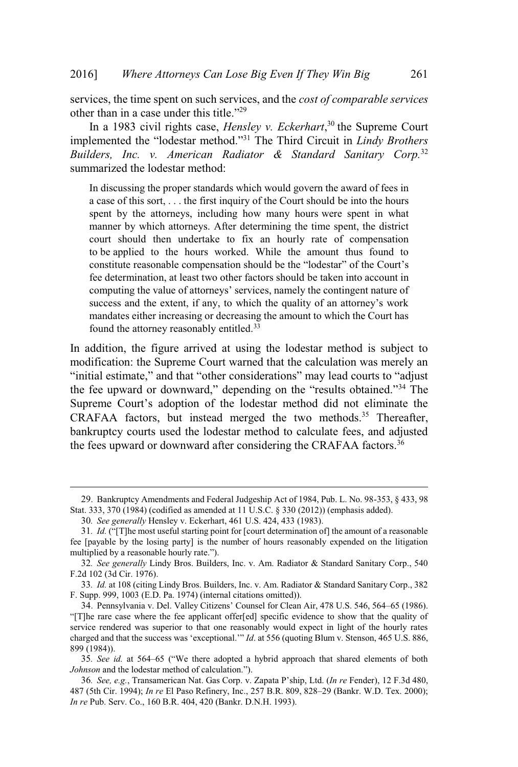services, the time spent on such services, and the *cost of comparable services* other than in a case under this title."[29]

In a 1983 civil rights case, *Hensley v. Eckerhart*,[30] the Supreme Court implemented the "lodestar method."[31] The Third Circuit in *Lindy Brothers Builders, Inc. v. American Radiator & Standard Sanitary Corp.*[32] summarized the lodestar method:

> In discussing the proper standards which would govern the award of fees in a case of this sort, . . . the first inquiry of the Court should be into the hours spent by the attorneys, including how many hours were spent in what manner by which attorneys. After determining the time spent, the district court should then undertake to fix an hourly rate of compensation to be applied to the hours worked. While the amount thus found to constitute reasonable compensation should be the "lodestar" of the Court's fee determination, at least two other factors should be taken into account in computing the value of attorneys' services, namely the contingent nature of success and the extent, if any, to which the quality of an attorney's work mandates either increasing or decreasing the amount to which the Court has found the attorney reasonably entitled.[33]

In addition, the figure arrived at using the lodestar method is subject to modification: the Supreme Court warned that the calculation was merely an "initial estimate," and that "other considerations" may lead courts to "adjust the fee upward or downward," depending on the "results obtained."[34] The Supreme Court's adoption of the lodestar method did not eliminate the CRAFAA factors, but instead merged the two methods.[35] Thereafter, bankruptcy courts used the lodestar method to calculate fees, and adjusted the fees upward or downward after considering the CRAFAA factors.[36]

---

29. Bankruptcy Amendments and Federal Judgeship Act of 1984, Pub. L. No. 98-353, § 433, 98 Stat. 333, 370 (1984) (codified as amended at 11 U.S.C. § 330 (2012)) (emphasis added).

30. *See generally* Hensley v. Eckerhart, 461 U.S. 424, 433 (1983).

31. *Id.* ("[T]he most useful starting point for [court determination of] the amount of a reasonable fee [payable by the losing party] is the number of hours reasonably expended on the litigation multiplied by a reasonable hourly rate.").

32. *See generally* Lindy Bros. Builders, Inc. v. Am. Radiator & Standard Sanitary Corp., 540 F.2d 102 (3d Cir. 1976).

33. *Id.* at 108 (citing Lindy Bros. Builders, Inc. v. Am. Radiator & Standard Sanitary Corp., 382 F. Supp. 999, 1003 (E.D. Pa. 1974) (internal citations omitted)).

34. Pennsylvania v. Del. Valley Citizens' Counsel for Clean Air, 478 U.S. 546, 564–65 (1986). "[T]he rare case where the fee applicant offer[ed] specific evidence to show that the quality of service rendered was superior to that one reasonably would expect in light of the hourly rates charged and that the success was 'exceptional.'" *Id*. at 556 (quoting Blum v. Stenson, 465 U.S. 886, 899 (1984)).

35. *See id.* at 564–65 ("We there adopted a hybrid approach that shared elements of both *Johnson* and the lodestar method of calculation.").

36. *See, e.g.*, Transamerican Nat. Gas Corp. v. Zapata P'ship, Ltd. (*In re* Fender), 12 F.3d 480, 487 (5th Cir. 1994); *In re* El Paso Refinery, Inc., 257 B.R. 809, 828–29 (Bankr. W.D. Tex. 2000); *In re* Pub. Serv. Co., 160 B.R. 404, 420 (Bankr. D.N.H. 1993).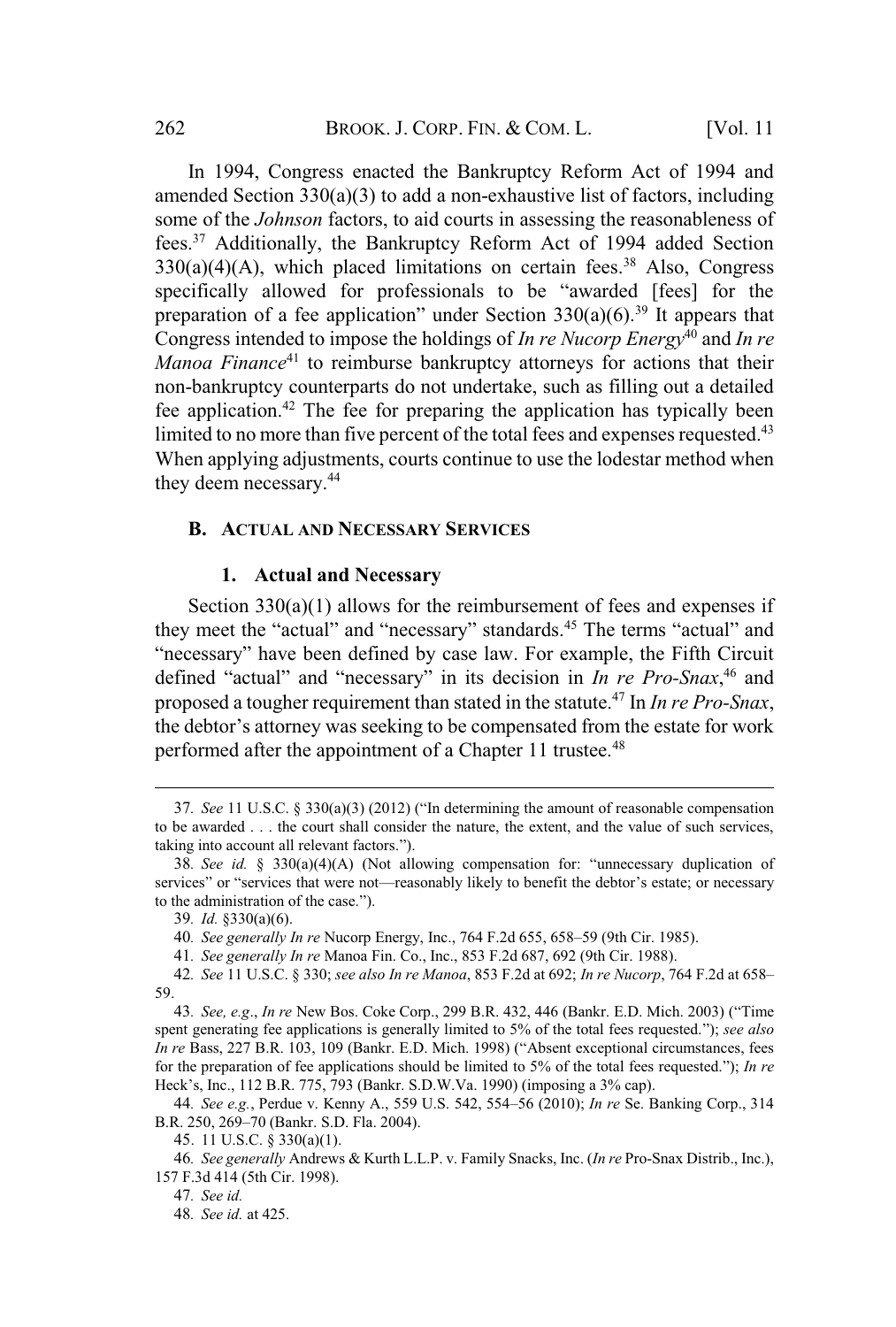In 1994, Congress enacted the Bankruptcy Reform Act of 1994 and amended Section 330(a)(3) to add a non-exhaustive list of factors, including some of the *Johnson* factors, to aid courts in assessing the reasonableness of fees.[37] Additionally, the Bankruptcy Reform Act of 1994 added Section 330(a)(4)(A), which placed limitations on certain fees.[38] Also, Congress specifically allowed for professionals to be "awarded [fees] for the preparation of a fee application" under Section 330(a)(6).[39] It appears that Congress intended to impose the holdings of *In re Nucorp Energy*[40] and *In re Manoa Finance*[41] to reimburse bankruptcy attorneys for actions that their non-bankruptcy counterparts do not undertake, such as filling out a detailed fee application.[42] The fee for preparing the application has typically been limited to no more than five percent of the total fees and expenses requested.[43] When applying adjustments, courts continue to use the lodestar method when they deem necessary.[44]

### B. Actual and Necessary Services

#### 1. Actual and Necessary

Section 330(a)(1) allows for the reimbursement of fees and expenses if they meet the "actual" and "necessary" standards.[45] The terms "actual" and "necessary" have been defined by case law. For example, the Fifth Circuit defined "actual" and "necessary" in its decision in *In re Pro-Snax*,[46] and proposed a tougher requirement than stated in the statute.[47] In *In re Pro-Snax*, the debtor's attorney was seeking to be compensated from the estate for work performed after the appointment of a Chapter 11 trustee.[48]

---

37. *See* 11 U.S.C. § 330(a)(3) (2012) ("In determining the amount of reasonable compensation to be awarded . . . the court shall consider the nature, the extent, and the value of such services, taking into account all relevant factors.").

38. *See id.* § 330(a)(4)(A) (Not allowing compensation for: "unnecessary duplication of services" or "services that were not—reasonably likely to benefit the debtor's estate; or necessary to the administration of the case.").

39. *Id.* §330(a)(6).

40. *See generally In re* Nucorp Energy, Inc., 764 F.2d 655, 658–59 (9th Cir. 1985).

41. *See generally In re* Manoa Fin. Co., Inc., 853 F.2d 687, 692 (9th Cir. 1988).

42. *See* 11 U.S.C. § 330; *see also In re Manoa*, 853 F.2d at 692; *In re Nucorp*, 764 F.2d at 658–59.

43. *See, e.g.*, *In re* New Bos. Coke Corp., 299 B.R. 432, 446 (Bankr. E.D. Mich. 2003) ("Time spent generating fee applications is generally limited to 5% of the total fees requested."); *see also In re* Bass, 227 B.R. 103, 109 (Bankr. E.D. Mich. 1998) ("Absent exceptional circumstances, fees for the preparation of fee applications should be limited to 5% of the total fees requested."); *In re* Heck's, Inc., 112 B.R. 775, 793 (Bankr. S.D.W.Va. 1990) (imposing a 3% cap).

44. *See e.g.*, Perdue v. Kenny A., 559 U.S. 542, 554–56 (2010); *In re* Se. Banking Corp., 314 B.R. 250, 269–70 (Bankr. S.D. Fla. 2004).

45. 11 U.S.C. § 330(a)(1).

46. *See generally* Andrews & Kurth L.L.P. v. Family Snacks, Inc. (*In re* Pro-Snax Distrib., Inc.), 157 F.3d 414 (5th Cir. 1998).

47. *See id.*

48. *See id.* at 425.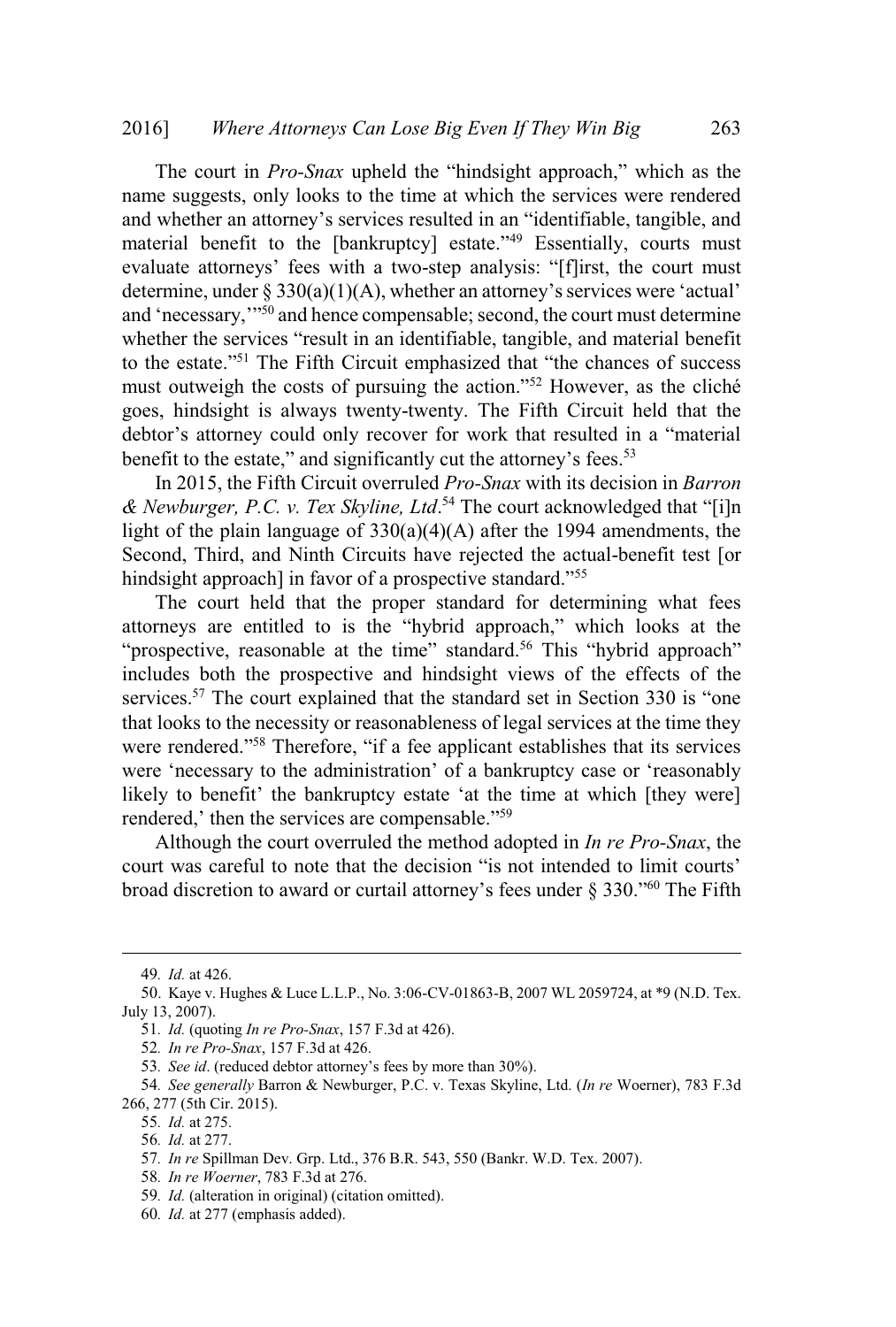The court in *Pro-Snax* upheld the "hindsight approach," which as the name suggests, only looks to the time at which the services were rendered and whether an attorney's services resulted in an "identifiable, tangible, and material benefit to the [bankruptcy] estate."[49] Essentially, courts must evaluate attorneys' fees with a two-step analysis: "[f]irst, the court must determine, under § 330(a)(1)(A), whether an attorney's services were 'actual' and 'necessary,'"[50] and hence compensable; second, the court must determine whether the services "result in an identifiable, tangible, and material benefit to the estate."[51] The Fifth Circuit emphasized that "the chances of success must outweigh the costs of pursuing the action."[52] However, as the cliché goes, hindsight is always twenty-twenty. The Fifth Circuit held that the debtor's attorney could only recover for work that resulted in a "material benefit to the estate," and significantly cut the attorney's fees.[53]

In 2015, the Fifth Circuit overruled *Pro-Snax* with its decision in *Barron & Newburger, P.C. v. Tex Skyline, Ltd*.[54] The court acknowledged that "[i]n light of the plain language of 330(a)(4)(A) after the 1994 amendments, the Second, Third, and Ninth Circuits have rejected the actual-benefit test [or hindsight approach] in favor of a prospective standard."[55]

The court held that the proper standard for determining what fees attorneys are entitled to is the "hybrid approach," which looks at the "prospective, reasonable at the time" standard.[56] This "hybrid approach" includes both the prospective and hindsight views of the effects of the services.[57] The court explained that the standard set in Section 330 is "one that looks to the necessity or reasonableness of legal services at the time they were rendered."[58] Therefore, "if a fee applicant establishes that its services were 'necessary to the administration' of a bankruptcy case or 'reasonably likely to benefit' the bankruptcy estate 'at the time at which [they were] rendered,' then the services are compensable."[59]

Although the court overruled the method adopted in *In re Pro-Snax*, the court was careful to note that the decision "is not intended to limit courts' broad discretion to award or curtail attorney's fees under § 330."[60] The Fifth

---

49. *Id.* at 426.

50. Kaye v. Hughes & Luce L.L.P., No. 3:06-CV-01863-B, 2007 WL 2059724, at *9 (N.D. Tex. July 13, 2007).

51. *Id.* (quoting *In re Pro-Snax*, 157 F.3d at 426).

52. *In re Pro-Snax*, 157 F.3d at 426.

53. *See id*. (reduced debtor attorney's fees by more than 30%).

54. *See generally* Barron & Newburger, P.C. v. Texas Skyline, Ltd. (*In re* Woerner), 783 F.3d 266, 277 (5th Cir. 2015).

55. *Id.* at 275.

56. *Id.* at 277.

57. *In re* Spillman Dev. Grp. Ltd., 376 B.R. 543, 550 (Bankr. W.D. Tex. 2007).

58. *In re Woerner*, 783 F.3d at 276.

59. *Id.* (alteration in original) (citation omitted).

60. *Id.* at 277 (emphasis added).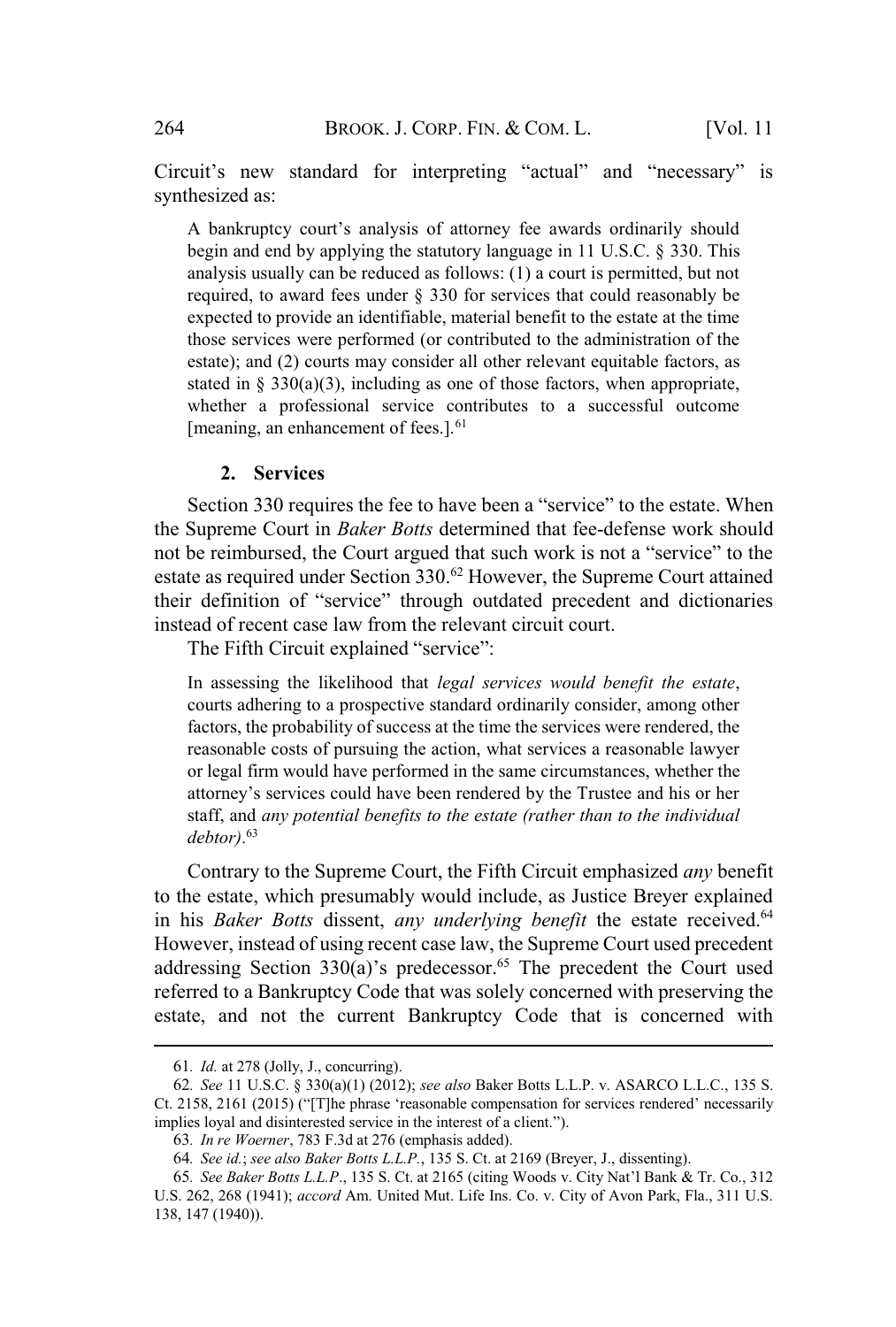Circuit's new standard for interpreting "actual" and "necessary" is synthesized as:

> A bankruptcy court's analysis of attorney fee awards ordinarily should begin and end by applying the statutory language in 11 U.S.C. § 330. This analysis usually can be reduced as follows: (1) a court is permitted, but not required, to award fees under § 330 for services that could reasonably be expected to provide an identifiable, material benefit to the estate at the time those services were performed (or contributed to the administration of the estate); and (2) courts may consider all other relevant equitable factors, as stated in § 330(a)(3), including as one of those factors, when appropriate, whether a professional service contributes to a successful outcome [meaning, an enhancement of fees.].[61]

### 2. Services

Section 330 requires the fee to have been a "service" to the estate. When the Supreme Court in *Baker Botts* determined that fee-defense work should not be reimbursed, the Court argued that such work is not a "service" to the estate as required under Section 330.[62] However, the Supreme Court attained their definition of "service" through outdated precedent and dictionaries instead of recent case law from the relevant circuit court.

The Fifth Circuit explained "service":

> In assessing the likelihood that *legal services would benefit the estate*, courts adhering to a prospective standard ordinarily consider, among other factors, the probability of success at the time the services were rendered, the reasonable costs of pursuing the action, what services a reasonable lawyer or legal firm would have performed in the same circumstances, whether the attorney's services could have been rendered by the Trustee and his or her staff, and *any potential benefits to the estate (rather than to the individual debtor)*.[63]

Contrary to the Supreme Court, the Fifth Circuit emphasized *any* benefit to the estate, which presumably would include, as Justice Breyer explained in his *Baker Botts* dissent, *any underlying benefit* the estate received.[64] However, instead of using recent case law, the Supreme Court used precedent addressing Section 330(a)'s predecessor.[65] The precedent the Court used referred to a Bankruptcy Code that was solely concerned with preserving the estate, and not the current Bankruptcy Code that is concerned with

---

61. *Id.* at 278 (Jolly, J., concurring).

62. *See* 11 U.S.C. § 330(a)(1) (2012); *see also* Baker Botts L.L.P. v. ASARCO L.L.C., 135 S. Ct. 2158, 2161 (2015) ("[T]he phrase 'reasonable compensation for services rendered' necessarily implies loyal and disinterested service in the interest of a client.").

63. *In re Woerner*, 783 F.3d at 276 (emphasis added).

64. *See id.*; *see also Baker Botts L.L.P.*, 135 S. Ct. at 2169 (Breyer, J., dissenting).

65. *See Baker Botts L.L.P.*, 135 S. Ct. at 2165 (citing Woods v. City Nat'l Bank & Tr. Co., 312 U.S. 262, 268 (1941); *accord* Am. United Mut. Life Ins. Co. v. City of Avon Park, Fla., 311 U.S. 138, 147 (1940)).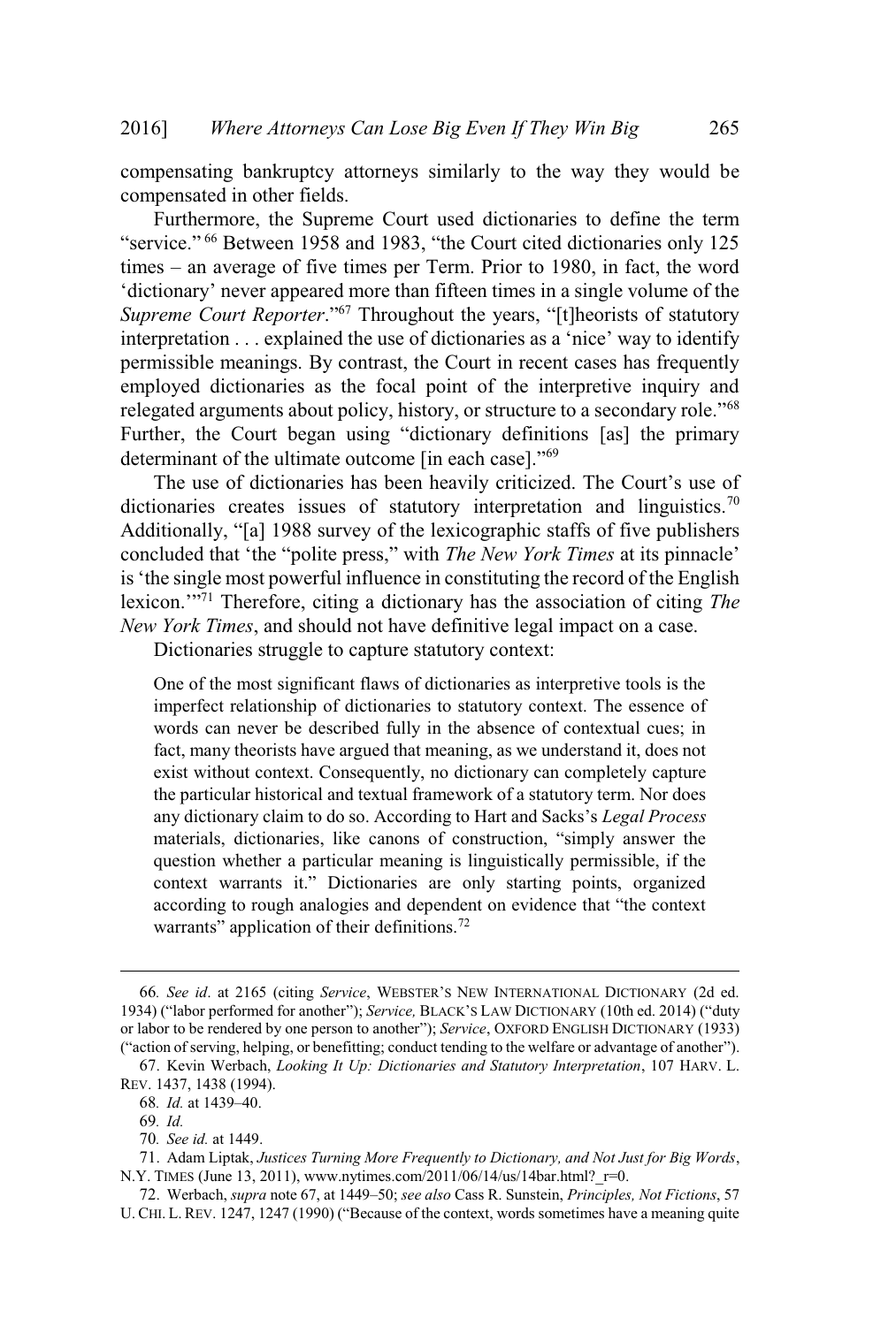compensating bankruptcy attorneys similarly to the way they would be compensated in other fields.

Furthermore, the Supreme Court used dictionaries to define the term "service." [66] Between 1958 and 1983, "the Court cited dictionaries only 125 times – an average of five times per Term. Prior to 1980, in fact, the word 'dictionary' never appeared more than fifteen times in a single volume of the *Supreme Court Reporter*."[67] Throughout the years, "[t]heorists of statutory interpretation . . . explained the use of dictionaries as a 'nice' way to identify permissible meanings. By contrast, the Court in recent cases has frequently employed dictionaries as the focal point of the interpretive inquiry and relegated arguments about policy, history, or structure to a secondary role."[68] Further, the Court began using "dictionary definitions [as] the primary determinant of the ultimate outcome [in each case]."[69]

The use of dictionaries has been heavily criticized. The Court's use of dictionaries creates issues of statutory interpretation and linguistics.[70] Additionally, "[a] 1988 survey of the lexicographic staffs of five publishers concluded that 'the "polite press," with *The New York Times* at its pinnacle' is 'the single most powerful influence in constituting the record of the English lexicon.'"[71] Therefore, citing a dictionary has the association of citing *The New York Times*, and should not have definitive legal impact on a case.

Dictionaries struggle to capture statutory context:

> One of the most significant flaws of dictionaries as interpretive tools is the imperfect relationship of dictionaries to statutory context. The essence of words can never be described fully in the absence of contextual cues; in fact, many theorists have argued that meaning, as we understand it, does not exist without context. Consequently, no dictionary can completely capture the particular historical and textual framework of a statutory term. Nor does any dictionary claim to do so. According to Hart and Sacks's *Legal Process* materials, dictionaries, like canons of construction, "simply answer the question whether a particular meaning is linguistically permissible, if the context warrants it." Dictionaries are only starting points, organized according to rough analogies and dependent on evidence that "the context warrants" application of their definitions.[72]

---

66. *See id*. at 2165 (citing *Service*, WEBSTER'S NEW INTERNATIONAL DICTIONARY (2d ed. 1934) ("labor performed for another"); *Service,* BLACK'S LAW DICTIONARY (10th ed. 2014) ("duty or labor to be rendered by one person to another"); *Service*, OXFORD ENGLISH DICTIONARY (1933) ("action of serving, helping, or benefitting; conduct tending to the welfare or advantage of another").

67. Kevin Werbach, *Looking It Up: Dictionaries and Statutory Interpretation*, 107 HARV. L. REV. 1437, 1438 (1994).

68. *Id.* at 1439–40.

69. *Id.*

70. *See id.* at 1449.

71. Adam Liptak, *Justices Turning More Frequently to Dictionary, and Not Just for Big Words*, N.Y. TIMES (June 13, 2011), www.nytimes.com/2011/06/14/us/14bar.html?_r=0.

72. Werbach, *supra* note 67, at 1449–50; *see also* Cass R. Sunstein, *Principles, Not Fictions*, 57 U. CHI. L. REV. 1247, 1247 (1990) ("Because of the context, words sometimes have a meaning quite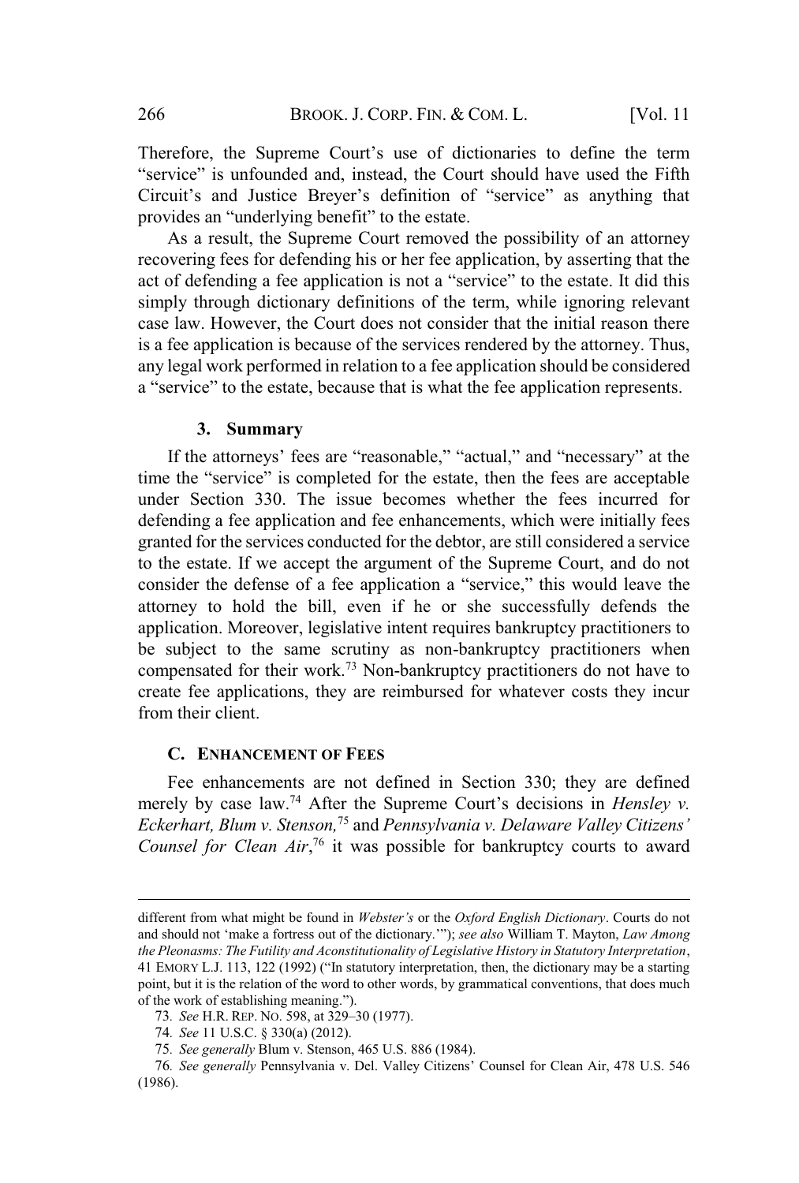Therefore, the Supreme Court's use of dictionaries to define the term "service" is unfounded and, instead, the Court should have used the Fifth Circuit's and Justice Breyer's definition of "service" as anything that provides an "underlying benefit" to the estate.

As a result, the Supreme Court removed the possibility of an attorney recovering fees for defending his or her fee application, by asserting that the act of defending a fee application is not a "service" to the estate. It did this simply through dictionary definitions of the term, while ignoring relevant case law. However, the Court does not consider that the initial reason there is a fee application is because of the services rendered by the attorney. Thus, any legal work performed in relation to a fee application should be considered a "service" to the estate, because that is what the fee application represents.

#### 3. Summary

If the attorneys' fees are "reasonable," "actual," and "necessary" at the time the "service" is completed for the estate, then the fees are acceptable under Section 330. The issue becomes whether the fees incurred for defending a fee application and fee enhancements, which were initially fees granted for the services conducted for the debtor, are still considered a service to the estate. If we accept the argument of the Supreme Court, and do not consider the defense of a fee application a "service," this would leave the attorney to hold the bill, even if he or she successfully defends the application. Moreover, legislative intent requires bankruptcy practitioners to be subject to the same scrutiny as non-bankruptcy practitioners when compensated for their work.[73] Non-bankruptcy practitioners do not have to create fee applications, they are reimbursed for whatever costs they incur from their client.

### C. Enhancement of Fees

Fee enhancements are not defined in Section 330; they are defined merely by case law.[74] After the Supreme Court's decisions in *Hensley v. Eckerhart, Blum v. Stenson,*[75] and *Pennsylvania v. Delaware Valley Citizens' Counsel for Clean Air*,[76] it was possible for bankruptcy courts to award

---

different from what might be found in *Webster's* or the *Oxford English Dictionary*. Courts do not and should not 'make a fortress out of the dictionary.'"); *see also* William T. Mayton, *Law Among the Pleonasms: The Futility and Aconstitutionality of Legislative History in Statutory Interpretation*, 41 EMORY L.J. 113, 122 (1992) ("In statutory interpretation, then, the dictionary may be a starting point, but it is the relation of the word to other words, by grammatical conventions, that does much of the work of establishing meaning.").

73. *See* H.R. REP. NO. 598, at 329–30 (1977).

74. *See* 11 U.S.C. § 330(a) (2012).

75. *See generally* Blum v. Stenson, 465 U.S. 886 (1984).

76. *See generally* Pennsylvania v. Del. Valley Citizens' Counsel for Clean Air, 478 U.S. 546 (1986).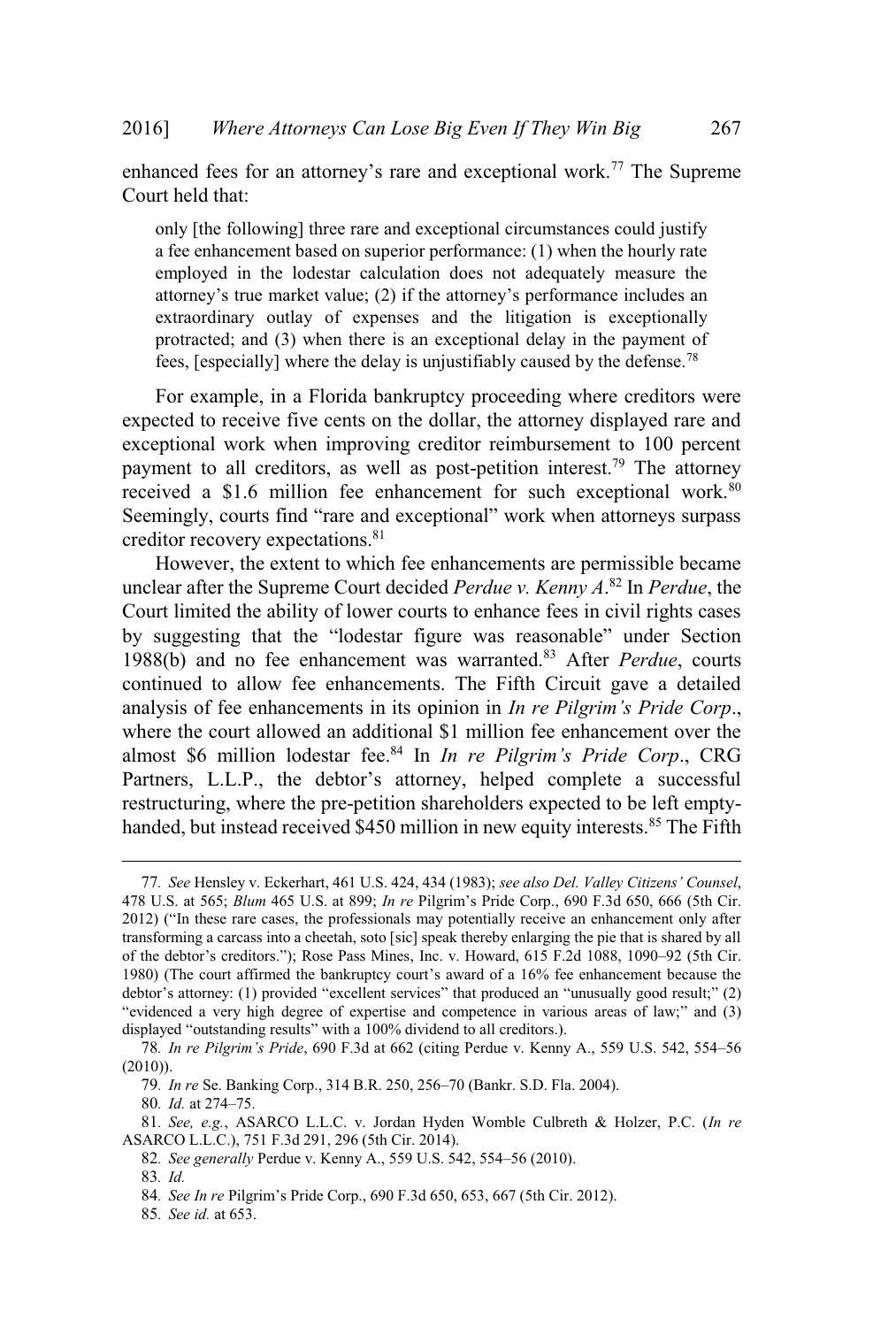enhanced fees for an attorney's rare and exceptional work.[77] The Supreme Court held that:

> only [the following] three rare and exceptional circumstances could justify a fee enhancement based on superior performance: (1) when the hourly rate employed in the lodestar calculation does not adequately measure the attorney's true market value; (2) if the attorney's performance includes an extraordinary outlay of expenses and the litigation is exceptionally protracted; and (3) when there is an exceptional delay in the payment of fees, [especially] where the delay is unjustifiably caused by the defense.[78]

For example, in a Florida bankruptcy proceeding where creditors were expected to receive five cents on the dollar, the attorney displayed rare and exceptional work when improving creditor reimbursement to 100 percent payment to all creditors, as well as post-petition interest.[79] The attorney received a $1.6 million fee enhancement for such exceptional work.[80] Seemingly, courts find "rare and exceptional" work when attorneys surpass creditor recovery expectations.[81]

However, the extent to which fee enhancements are permissible became unclear after the Supreme Court decided *Perdue v. Kenny A*.[82] In *Perdue*, the Court limited the ability of lower courts to enhance fees in civil rights cases by suggesting that the "lodestar figure was reasonable" under Section 1988(b) and no fee enhancement was warranted.[83] After *Perdue*, courts continued to allow fee enhancements. The Fifth Circuit gave a detailed analysis of fee enhancements in its opinion in *In re Pilgrim's Pride Corp*., where the court allowed an additional $1 million fee enhancement over the almost $6 million lodestar fee.[84] In *In re Pilgrim's Pride Corp*., CRG Partners, L.L.P., the debtor's attorney, helped complete a successful restructuring, where the pre-petition shareholders expected to be left empty-handed, but instead received $450 million in new equity interests.[85] The Fifth

---

77. *See* Hensley v. Eckerhart, 461 U.S. 424, 434 (1983); *see also Del. Valley Citizens' Counsel*, 478 U.S. at 565; *Blum* 465 U.S. at 899; *In re* Pilgrim's Pride Corp., 690 F.3d 650, 666 (5th Cir. 2012) ("In these rare cases, the professionals may potentially receive an enhancement only after transforming a carcass into a cheetah, soto [sic] speak thereby enlarging the pie that is shared by all of the debtor's creditors."); Rose Pass Mines, Inc. v. Howard, 615 F.2d 1088, 1090–92 (5th Cir. 1980) (The court affirmed the bankruptcy court's award of a 16% fee enhancement because the debtor's attorney: (1) provided "excellent services" that produced an "unusually good result;" (2) "evidenced a very high degree of expertise and competence in various areas of law;" and (3) displayed "outstanding results" with a 100% dividend to all creditors.).

78. *In re Pilgrim's Pride*, 690 F.3d at 662 (citing Perdue v. Kenny A., 559 U.S. 542, 554–56 (2010)).

79. *In re* Se. Banking Corp., 314 B.R. 250, 256–70 (Bankr. S.D. Fla. 2004).

80. *Id.* at 274–75.

81. *See, e.g.*, ASARCO L.L.C. v. Jordan Hyden Womble Culbreth & Holzer, P.C. (*In re* ASARCO L.L.C.), 751 F.3d 291, 296 (5th Cir. 2014).

82. *See generally* Perdue v. Kenny A., 559 U.S. 542, 554–56 (2010).

83. *Id.*

84. *See In re* Pilgrim's Pride Corp., 690 F.3d 650, 653, 667 (5th Cir. 2012).

85. *See id.* at 653.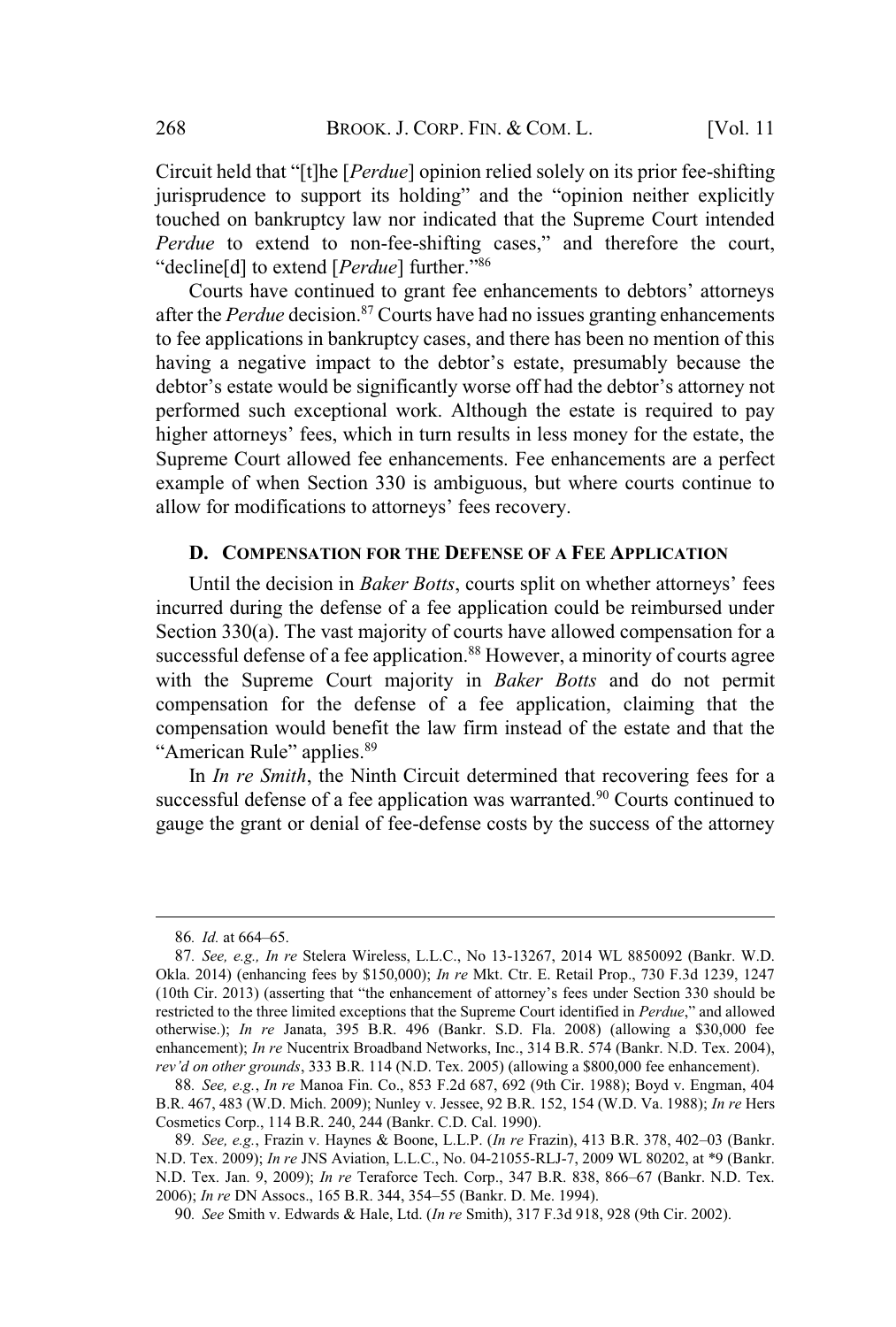Circuit held that "[t]he [*Perdue*] opinion relied solely on its prior fee-shifting jurisprudence to support its holding" and the "opinion neither explicitly touched on bankruptcy law nor indicated that the Supreme Court intended *Perdue* to extend to non-fee-shifting cases," and therefore the court, "decline[d] to extend [*Perdue*] further."[86]

Courts have continued to grant fee enhancements to debtors' attorneys after the *Perdue* decision.[87] Courts have had no issues granting enhancements to fee applications in bankruptcy cases, and there has been no mention of this having a negative impact to the debtor's estate, presumably because the debtor's estate would be significantly worse off had the debtor's attorney not performed such exceptional work. Although the estate is required to pay higher attorneys' fees, which in turn results in less money for the estate, the Supreme Court allowed fee enhancements. Fee enhancements are a perfect example of when Section 330 is ambiguous, but where courts continue to allow for modifications to attorneys' fees recovery.

### D. COMPENSATION FOR THE DEFENSE OF A FEE APPLICATION

Until the decision in *Baker Botts*, courts split on whether attorneys' fees incurred during the defense of a fee application could be reimbursed under Section 330(a). The vast majority of courts have allowed compensation for a successful defense of a fee application.[88] However, a minority of courts agree with the Supreme Court majority in *Baker Botts* and do not permit compensation for the defense of a fee application, claiming that the compensation would benefit the law firm instead of the estate and that the "American Rule" applies.[89]

In *In re Smith*, the Ninth Circuit determined that recovering fees for a successful defense of a fee application was warranted.[90] Courts continued to gauge the grant or denial of fee-defense costs by the success of the attorney

---

86. *Id.* at 664–65.

87. *See, e.g., In re* Stelera Wireless, L.L.C., No 13-13267, 2014 WL 8850092 (Bankr. W.D. Okla. 2014) (enhancing fees by $150,000); *In re* Mkt. Ctr. E. Retail Prop., 730 F.3d 1239, 1247 (10th Cir. 2013) (asserting that "the enhancement of attorney's fees under Section 330 should be restricted to the three limited exceptions that the Supreme Court identified in *Perdue*," and allowed otherwise.); *In re* Janata, 395 B.R. 496 (Bankr. S.D. Fla. 2008) (allowing a $30,000 fee enhancement); *In re* Nucentrix Broadband Networks, Inc., 314 B.R. 574 (Bankr. N.D. Tex. 2004), *rev'd on other grounds*, 333 B.R. 114 (N.D. Tex. 2005) (allowing a $800,000 fee enhancement).

88. *See, e.g.*, *In re* Manoa Fin. Co., 853 F.2d 687, 692 (9th Cir. 1988); Boyd v. Engman, 404 B.R. 467, 483 (W.D. Mich. 2009); Nunley v. Jessee, 92 B.R. 152, 154 (W.D. Va. 1988); *In re* Hers Cosmetics Corp., 114 B.R. 240, 244 (Bankr. C.D. Cal. 1990).

89. *See, e.g.*, Frazin v. Haynes & Boone, L.L.P. (*In re* Frazin), 413 B.R. 378, 402–03 (Bankr. N.D. Tex. 2009); *In re* JNS Aviation, L.L.C., No. 04-21055-RLJ-7, 2009 WL 80202, at *9 (Bankr. N.D. Tex. Jan. 9, 2009); *In re* Teraforce Tech. Corp., 347 B.R. 838, 866–67 (Bankr. N.D. Tex. 2006); *In re* DN Assocs., 165 B.R. 344, 354–55 (Bankr. D. Me. 1994).

90. *See* Smith v. Edwards & Hale, Ltd. (*In re* Smith), 317 F.3d 918, 928 (9th Cir. 2002).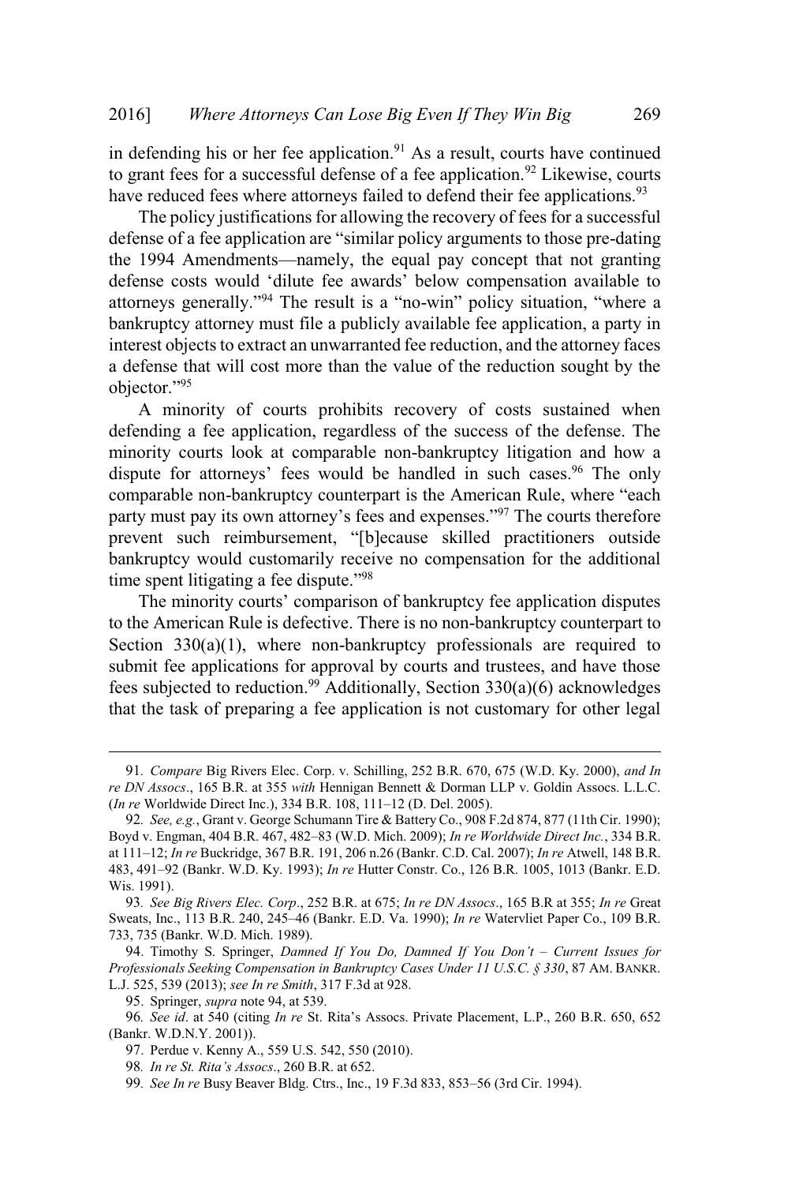in defending his or her fee application.[91] As a result, courts have continued to grant fees for a successful defense of a fee application.[92] Likewise, courts have reduced fees where attorneys failed to defend their fee applications.[93]

The policy justifications for allowing the recovery of fees for a successful defense of a fee application are "similar policy arguments to those pre-dating the 1994 Amendments—namely, the equal pay concept that not granting defense costs would 'dilute fee awards' below compensation available to attorneys generally."[94] The result is a "no-win" policy situation, "where a bankruptcy attorney must file a publicly available fee application, a party in interest objects to extract an unwarranted fee reduction, and the attorney faces a defense that will cost more than the value of the reduction sought by the objector."[95]

A minority of courts prohibits recovery of costs sustained when defending a fee application, regardless of the success of the defense. The minority courts look at comparable non-bankruptcy litigation and how a dispute for attorneys' fees would be handled in such cases.[96] The only comparable non-bankruptcy counterpart is the American Rule, where "each party must pay its own attorney's fees and expenses."[97] The courts therefore prevent such reimbursement, "[b]ecause skilled practitioners outside bankruptcy would customarily receive no compensation for the additional time spent litigating a fee dispute."[98]

The minority courts' comparison of bankruptcy fee application disputes to the American Rule is defective. There is no non-bankruptcy counterpart to Section 330(a)(1), where non-bankruptcy professionals are required to submit fee applications for approval by courts and trustees, and have those fees subjected to reduction.[99] Additionally, Section 330(a)(6) acknowledges that the task of preparing a fee application is not customary for other legal

---

91. *Compare* Big Rivers Elec. Corp. v. Schilling, 252 B.R. 670, 675 (W.D. Ky. 2000), *and In re DN Assocs*., 165 B.R. at 355 *with* Hennigan Bennett & Dorman LLP v. Goldin Assocs. L.L.C. (*In re* Worldwide Direct Inc.), 334 B.R. 108, 111–12 (D. Del. 2005).

92. *See, e.g.*, Grant v. George Schumann Tire & Battery Co., 908 F.2d 874, 877 (11th Cir. 1990); Boyd v. Engman, 404 B.R. 467, 482–83 (W.D. Mich. 2009); *In re Worldwide Direct Inc.*, 334 B.R. at 111–12; *In re* Buckridge, 367 B.R. 191, 206 n.26 (Bankr. C.D. Cal. 2007); *In re* Atwell, 148 B.R. 483, 491–92 (Bankr. W.D. Ky. 1993); *In re* Hutter Constr. Co., 126 B.R. 1005, 1013 (Bankr. E.D. Wis. 1991).

93. *See Big Rivers Elec. Corp*., 252 B.R. at 675; *In re DN Assocs*., 165 B.R at 355; *In re* Great Sweats, Inc., 113 B.R. 240, 245–46 (Bankr. E.D. Va. 1990); *In re* Watervliet Paper Co., 109 B.R. 733, 735 (Bankr. W.D. Mich. 1989).

94. Timothy S. Springer, *Damned If You Do, Damned If You Don't – Current Issues for Professionals Seeking Compensation in Bankruptcy Cases Under 11 U.S.C. § 330*, 87 AM. BANKR. L.J. 525, 539 (2013); *see In re Smith*, 317 F.3d at 928.

95. Springer, *supra* note 94, at 539.

96. *See id*. at 540 (citing *In re* St. Rita's Assocs. Private Placement, L.P., 260 B.R. 650, 652 (Bankr. W.D.N.Y. 2001)).

97. Perdue v. Kenny A., 559 U.S. 542, 550 (2010).

98. *In re St. Rita's Assocs*., 260 B.R. at 652.

99. *See In re* Busy Beaver Bldg. Ctrs., Inc., 19 F.3d 833, 853–56 (3rd Cir. 1994).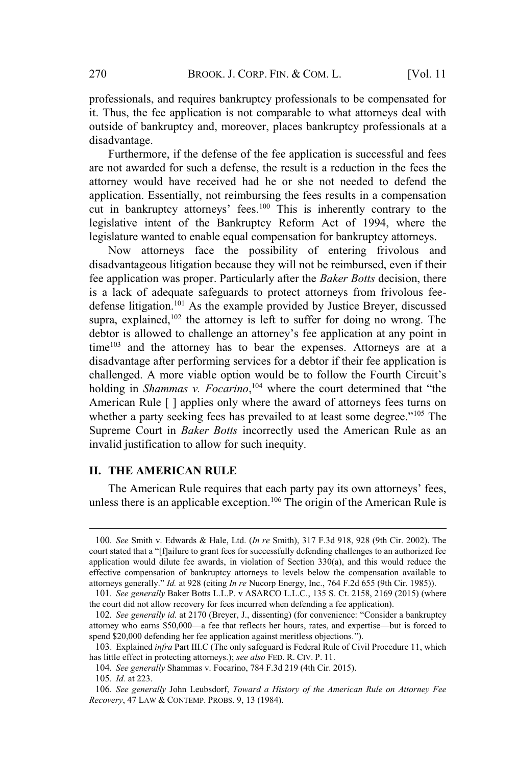professionals, and requires bankruptcy professionals to be compensated for it. Thus, the fee application is not comparable to what attorneys deal with outside of bankruptcy and, moreover, places bankruptcy professionals at a disadvantage.

Furthermore, if the defense of the fee application is successful and fees are not awarded for such a defense, the result is a reduction in the fees the attorney would have received had he or she not needed to defend the application. Essentially, not reimbursing the fees results in a compensation cut in bankruptcy attorneys' fees.[100] This is inherently contrary to the legislative intent of the Bankruptcy Reform Act of 1994, where the legislature wanted to enable equal compensation for bankruptcy attorneys.

Now attorneys face the possibility of entering frivolous and disadvantageous litigation because they will not be reimbursed, even if their fee application was proper. Particularly after the *Baker Botts* decision, there is a lack of adequate safeguards to protect attorneys from frivolous fee-defense litigation.[101] As the example provided by Justice Breyer, discussed supra, explained,[102] the attorney is left to suffer for doing no wrong. The debtor is allowed to challenge an attorney's fee application at any point in time[103] and the attorney has to bear the expenses. Attorneys are at a disadvantage after performing services for a debtor if their fee application is challenged. A more viable option would be to follow the Fourth Circuit's holding in *Shammas v. Focarino*,[104] where the court determined that "the American Rule [ ] applies only where the award of attorneys fees turns on whether a party seeking fees has prevailed to at least some degree."[105] The Supreme Court in *Baker Botts* incorrectly used the American Rule as an invalid justification to allow for such inequity.

## II. THE AMERICAN RULE

The American Rule requires that each party pay its own attorneys' fees, unless there is an applicable exception.[106] The origin of the American Rule is

---

100. *See* Smith v. Edwards & Hale, Ltd. (*In re* Smith), 317 F.3d 918, 928 (9th Cir. 2002). The court stated that a "[f]ailure to grant fees for successfully defending challenges to an authorized fee application would dilute fee awards, in violation of Section 330(a), and this would reduce the effective compensation of bankruptcy attorneys to levels below the compensation available to attorneys generally." *Id.* at 928 (citing *In re* Nucorp Energy, Inc., 764 F.2d 655 (9th Cir. 1985)).

101. *See generally* Baker Botts L.L.P. v ASARCO L.L.C., 135 S. Ct. 2158, 2169 (2015) (where the court did not allow recovery for fees incurred when defending a fee application).

102. *See generally id.* at 2170 (Breyer, J., dissenting) (for convenience: "Consider a bankruptcy attorney who earns $50,000—a fee that reflects her hours, rates, and expertise—but is forced to spend $20,000 defending her fee application against meritless objections.").

103. Explained *infra* Part III.C (The only safeguard is Federal Rule of Civil Procedure 11, which has little effect in protecting attorneys.); *see also* FED. R. CIV. P. 11.

104. *See generally* Shammas v. Focarino, 784 F.3d 219 (4th Cir. 2015).

105. *Id.* at 223.

106. *See generally* John Leubsdorf, *Toward a History of the American Rule on Attorney Fee Recovery*, 47 LAW & CONTEMP. PROBS. 9, 13 (1984).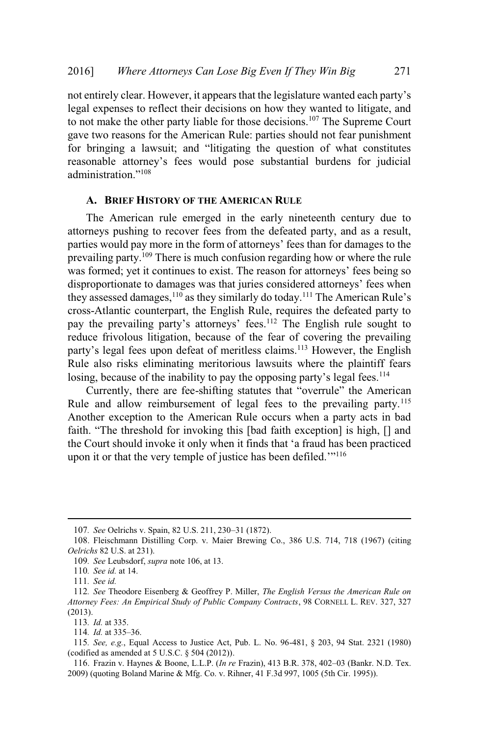not entirely clear. However, it appears that the legislature wanted each party's legal expenses to reflect their decisions on how they wanted to litigate, and to not make the other party liable for those decisions.[107] The Supreme Court gave two reasons for the American Rule: parties should not fear punishment for bringing a lawsuit; and "litigating the question of what constitutes reasonable attorney's fees would pose substantial burdens for judicial administration."[108]

### A. BRIEF HISTORY OF THE AMERICAN RULE

The American rule emerged in the early nineteenth century due to attorneys pushing to recover fees from the defeated party, and as a result, parties would pay more in the form of attorneys' fees than for damages to the prevailing party.[109] There is much confusion regarding how or where the rule was formed; yet it continues to exist. The reason for attorneys' fees being so disproportionate to damages was that juries considered attorneys' fees when they assessed damages,[110] as they similarly do today.[111] The American Rule's cross-Atlantic counterpart, the English Rule, requires the defeated party to pay the prevailing party's attorneys' fees.[112] The English rule sought to reduce frivolous litigation, because of the fear of covering the prevailing party's legal fees upon defeat of meritless claims.[113] However, the English Rule also risks eliminating meritorious lawsuits where the plaintiff fears losing, because of the inability to pay the opposing party's legal fees.[114]

Currently, there are fee-shifting statutes that "overrule" the American Rule and allow reimbursement of legal fees to the prevailing party.[115] Another exception to the American Rule occurs when a party acts in bad faith. "The threshold for invoking this [bad faith exception] is high, [] and the Court should invoke it only when it finds that 'a fraud has been practiced upon it or that the very temple of justice has been defiled.'"[116]

---

107. *See* Oelrichs v. Spain, 82 U.S. 211, 230–31 (1872).

108. Fleischmann Distilling Corp. v. Maier Brewing Co., 386 U.S. 714, 718 (1967) (citing *Oelrichs* 82 U.S. at 231).

109. *See* Leubsdorf, *supra* note 106, at 13.

110. *See id.* at 14.

111. *See id.*

112. *See* Theodore Eisenberg & Geoffrey P. Miller, *The English Versus the American Rule on Attorney Fees: An Empirical Study of Public Company Contracts*, 98 CORNELL L. REV. 327, 327 (2013).

113. *Id.* at 335.

114. *Id.* at 335–36.

115. *See, e.g.*, Equal Access to Justice Act, Pub. L. No. 96-481, § 203, 94 Stat. 2321 (1980) (codified as amended at 5 U.S.C. § 504 (2012)).

116. Frazin v. Haynes & Boone, L.L.P. (*In re* Frazin), 413 B.R. 378, 402–03 (Bankr. N.D. Tex. 2009) (quoting Boland Marine & Mfg. Co. v. Rihner, 41 F.3d 997, 1005 (5th Cir. 1995)).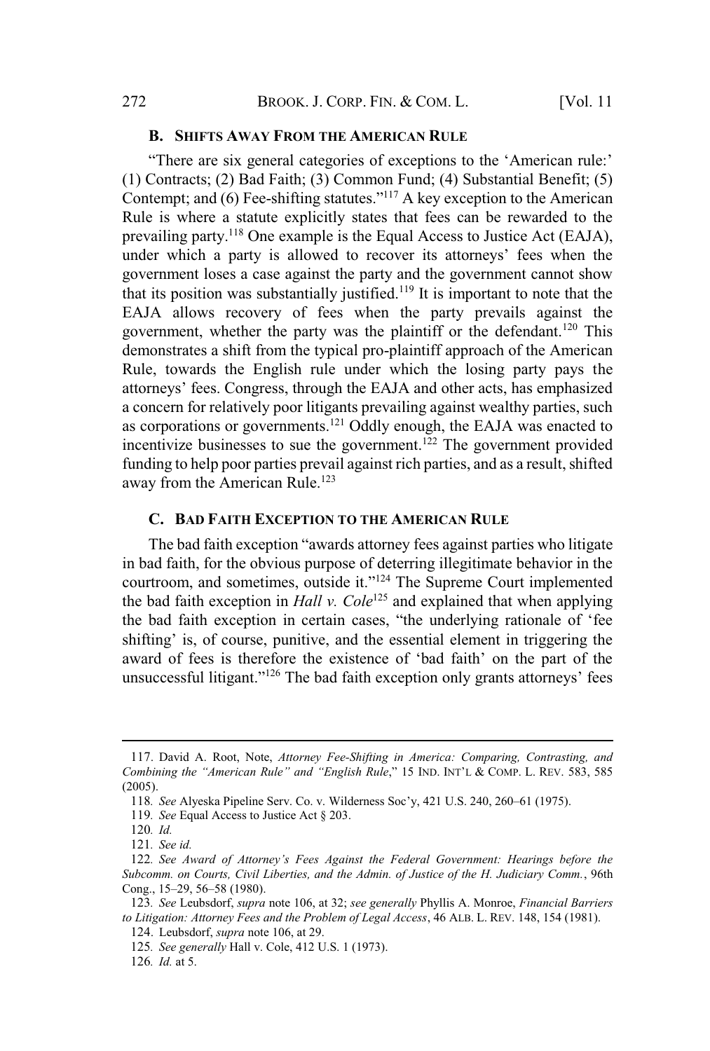### B. Shifts Away From the American Rule

"There are six general categories of exceptions to the 'American rule:' (1) Contracts; (2) Bad Faith; (3) Common Fund; (4) Substantial Benefit; (5) Contempt; and (6) Fee-shifting statutes."[117] A key exception to the American Rule is where a statute explicitly states that fees can be rewarded to the prevailing party.[118] One example is the Equal Access to Justice Act (EAJA), under which a party is allowed to recover its attorneys' fees when the government loses a case against the party and the government cannot show that its position was substantially justified.[119] It is important to note that the EAJA allows recovery of fees when the party prevails against the government, whether the party was the plaintiff or the defendant.[120] This demonstrates a shift from the typical pro-plaintiff approach of the American Rule, towards the English rule under which the losing party pays the attorneys' fees. Congress, through the EAJA and other acts, has emphasized a concern for relatively poor litigants prevailing against wealthy parties, such as corporations or governments.[121] Oddly enough, the EAJA was enacted to incentivize businesses to sue the government.[122] The government provided funding to help poor parties prevail against rich parties, and as a result, shifted away from the American Rule.[123]

### C. Bad Faith Exception to the American Rule

The bad faith exception "awards attorney fees against parties who litigate in bad faith, for the obvious purpose of deterring illegitimate behavior in the courtroom, and sometimes, outside it."[124] The Supreme Court implemented the bad faith exception in *Hall v. Cole*[125] and explained that when applying the bad faith exception in certain cases, "the underlying rationale of 'fee shifting' is, of course, punitive, and the essential element in triggering the award of fees is therefore the existence of 'bad faith' on the part of the unsuccessful litigant."[126] The bad faith exception only grants attorneys' fees

---

117. David A. Root, Note, *Attorney Fee-Shifting in America: Comparing, Contrasting, and Combining the "American Rule" and "English Rule*," 15 IND. INT'L & COMP. L. REV. 583, 585 (2005).

118. *See* Alyeska Pipeline Serv. Co. v. Wilderness Soc'y, 421 U.S. 240, 260–61 (1975).

119. *See* Equal Access to Justice Act § 203.

120. *Id.*

121. *See id.*

122. *See Award of Attorney's Fees Against the Federal Government: Hearings before the Subcomm. on Courts, Civil Liberties, and the Admin. of Justice of the H. Judiciary Comm.*, 96th Cong., 15–29, 56–58 (1980).

123. *See* Leubsdorf, *supra* note 106, at 32; *see generally* Phyllis A. Monroe, *Financial Barriers to Litigation: Attorney Fees and the Problem of Legal Access*, 46 ALB. L. REV. 148, 154 (1981).

124. Leubsdorf, *supra* note 106, at 29.

125. *See generally* Hall v. Cole, 412 U.S. 1 (1973).

126. *Id.* at 5.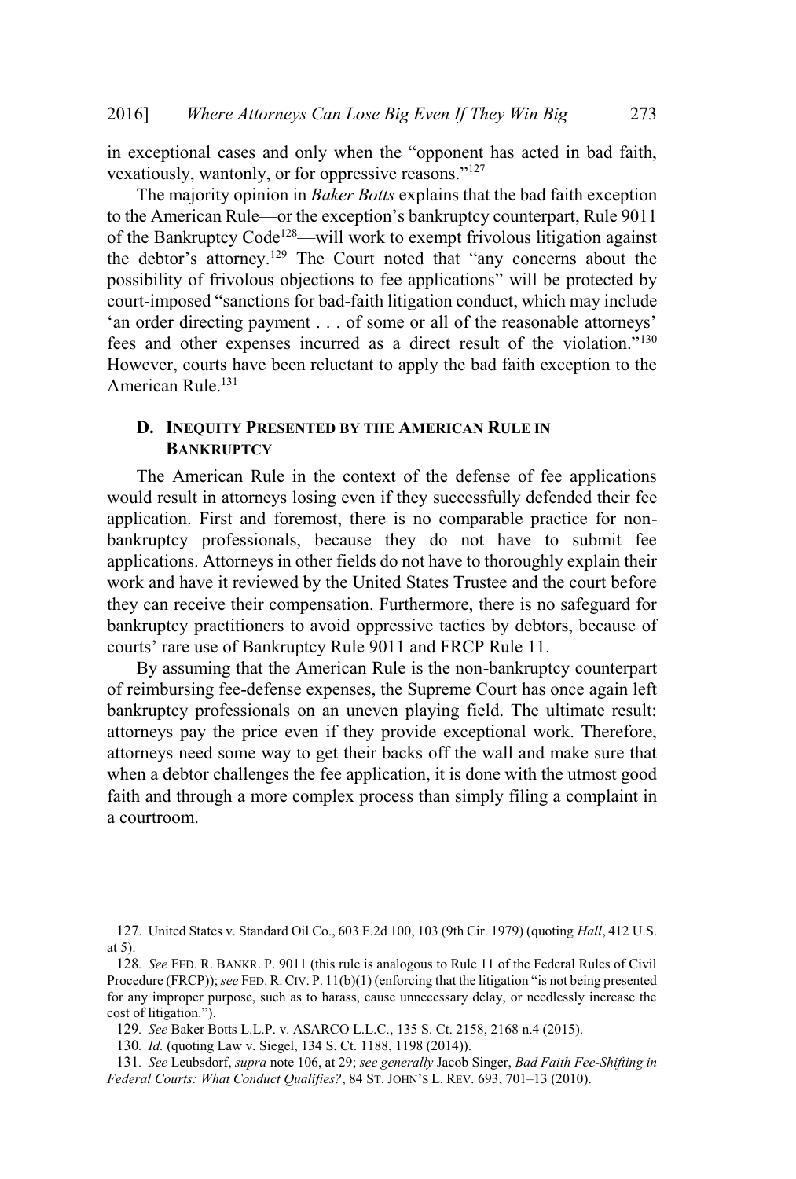in exceptional cases and only when the "opponent has acted in bad faith, vexatiously, wantonly, or for oppressive reasons."[127]

The majority opinion in *Baker Botts* explains that the bad faith exception to the American Rule—or the exception's bankruptcy counterpart, Rule 9011 of the Bankruptcy Code[128]—will work to exempt frivolous litigation against the debtor's attorney.[129] The Court noted that "any concerns about the possibility of frivolous objections to fee applications" will be protected by court-imposed "sanctions for bad-faith litigation conduct, which may include 'an order directing payment . . . of some or all of the reasonable attorneys' fees and other expenses incurred as a direct result of the violation.'"[130] However, courts have been reluctant to apply the bad faith exception to the American Rule.[131]

### D. INEQUITY PRESENTED BY THE AMERICAN RULE IN BANKRUPTCY

The American Rule in the context of the defense of fee applications would result in attorneys losing even if they successfully defended their fee application. First and foremost, there is no comparable practice for non-bankruptcy professionals, because they do not have to submit fee applications. Attorneys in other fields do not have to thoroughly explain their work and have it reviewed by the United States Trustee and the court before they can receive their compensation. Furthermore, there is no safeguard for bankruptcy practitioners to avoid oppressive tactics by debtors, because of courts' rare use of Bankruptcy Rule 9011 and FRCP Rule 11.

By assuming that the American Rule is the non-bankruptcy counterpart of reimbursing fee-defense expenses, the Supreme Court has once again left bankruptcy professionals on an uneven playing field. The ultimate result: attorneys pay the price even if they provide exceptional work. Therefore, attorneys need some way to get their backs off the wall and make sure that when a debtor challenges the fee application, it is done with the utmost good faith and through a more complex process than simply filing a complaint in a courtroom.

---

127. United States v. Standard Oil Co., 603 F.2d 100, 103 (9th Cir. 1979) (quoting *Hall*, 412 U.S. at 5).

128. *See* FED. R. BANKR. P. 9011 (this rule is analogous to Rule 11 of the Federal Rules of Civil Procedure (FRCP)); *see* FED. R. CIV. P. 11(b)(1) (enforcing that the litigation "is not being presented for any improper purpose, such as to harass, cause unnecessary delay, or needlessly increase the cost of litigation.").

129. *See* Baker Botts L.L.P. v. ASARCO L.L.C., 135 S. Ct. 2158, 2168 n.4 (2015).

130. *Id.* (quoting Law v. Siegel, 134 S. Ct. 1188, 1198 (2014)).

131. *See* Leubsdorf, *supra* note 106, at 29; *see generally* Jacob Singer, *Bad Faith Fee-Shifting in Federal Courts: What Conduct Qualifies?*, 84 ST. JOHN'S L. REV. 693, 701–13 (2010).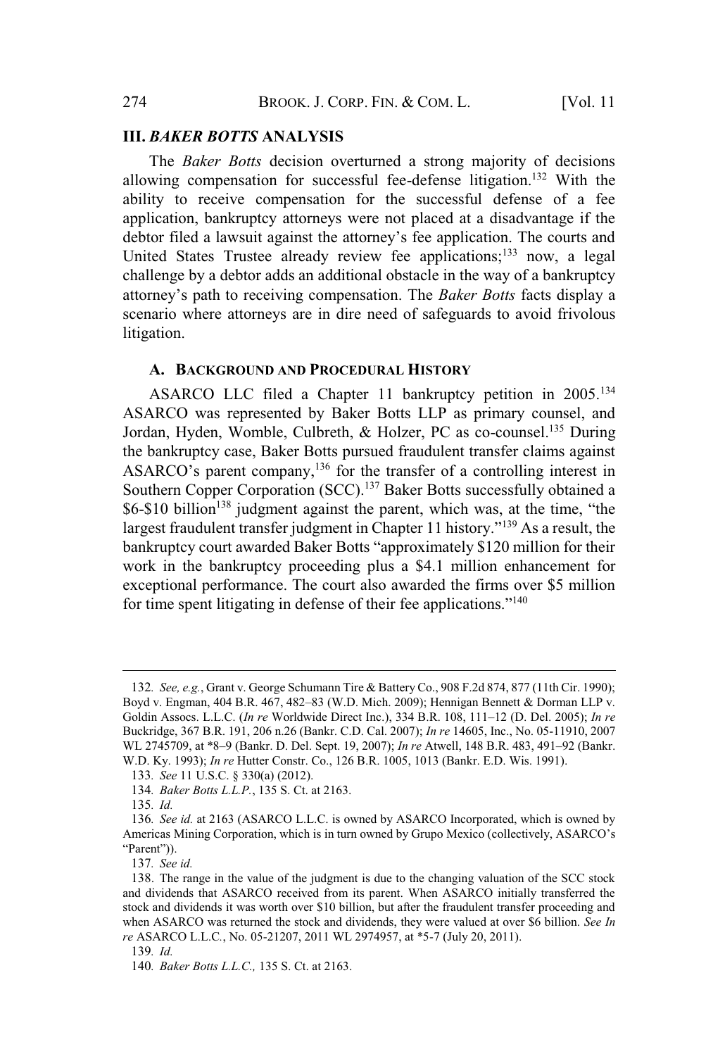## III. *BAKER BOTTS* ANALYSIS

The *Baker Botts* decision overturned a strong majority of decisions allowing compensation for successful fee-defense litigation.[132] With the ability to receive compensation for the successful defense of a fee application, bankruptcy attorneys were not placed at a disadvantage if the debtor filed a lawsuit against the attorney's fee application. The courts and United States Trustee already review fee applications;[133] now, a legal challenge by a debtor adds an additional obstacle in the way of a bankruptcy attorney's path to receiving compensation. The *Baker Botts* facts display a scenario where attorneys are in dire need of safeguards to avoid frivolous litigation.

### A. BACKGROUND AND PROCEDURAL HISTORY

ASARCO LLC filed a Chapter 11 bankruptcy petition in 2005.[134] ASARCO was represented by Baker Botts LLP as primary counsel, and Jordan, Hyden, Womble, Culbreth, & Holzer, PC as co-counsel.[135] During the bankruptcy case, Baker Botts pursued fraudulent transfer claims against ASARCO's parent company,[136] for the transfer of a controlling interest in Southern Copper Corporation (SCC).[137] Baker Botts successfully obtained a $6-$10 billion[138] judgment against the parent, which was, at the time, "the largest fraudulent transfer judgment in Chapter 11 history."[139] As a result, the bankruptcy court awarded Baker Botts "approximately $120 million for their work in the bankruptcy proceeding plus a $4.1 million enhancement for exceptional performance. The court also awarded the firms over $5 million for time spent litigating in defense of their fee applications."[140]

---

132. *See, e.g.*, Grant v. George Schumann Tire & Battery Co., 908 F.2d 874, 877 (11th Cir. 1990); Boyd v. Engman, 404 B.R. 467, 482–83 (W.D. Mich. 2009); Hennigan Bennett & Dorman LLP v. Goldin Assocs. L.L.C. (*In re* Worldwide Direct Inc.), 334 B.R. 108, 111–12 (D. Del. 2005); *In re* Buckridge, 367 B.R. 191, 206 n.26 (Bankr. C.D. Cal. 2007); *In re* 14605, Inc., No. 05-11910, 2007 WL 2745709, at *8–9 (Bankr. D. Del. Sept. 19, 2007); *In re* Atwell, 148 B.R. 483, 491–92 (Bankr. W.D. Ky. 1993); *In re* Hutter Constr. Co., 126 B.R. 1005, 1013 (Bankr. E.D. Wis. 1991).

133. *See* 11 U.S.C. § 330(a) (2012).

134. *Baker Botts L.L.P.*, 135 S. Ct. at 2163.

135. *Id.*

136. *See id.* at 2163 (ASARCO L.L.C. is owned by ASARCO Incorporated, which is owned by Americas Mining Corporation, which is in turn owned by Grupo Mexico (collectively, ASARCO's "Parent")).

137. *See id.*

138. The range in the value of the judgment is due to the changing valuation of the SCC stock and dividends that ASARCO received from its parent. When ASARCO initially transferred the stock and dividends it was worth over $10 billion, but after the fraudulent transfer proceeding and when ASARCO was returned the stock and dividends, they were valued at over $6 billion. *See In re* ASARCO L.L.C., No. 05-21207, 2011 WL 2974957, at *5-7 (July 20, 2011).

139. *Id.*

140. *Baker Botts L.L.C.,* 135 S. Ct. at 2163.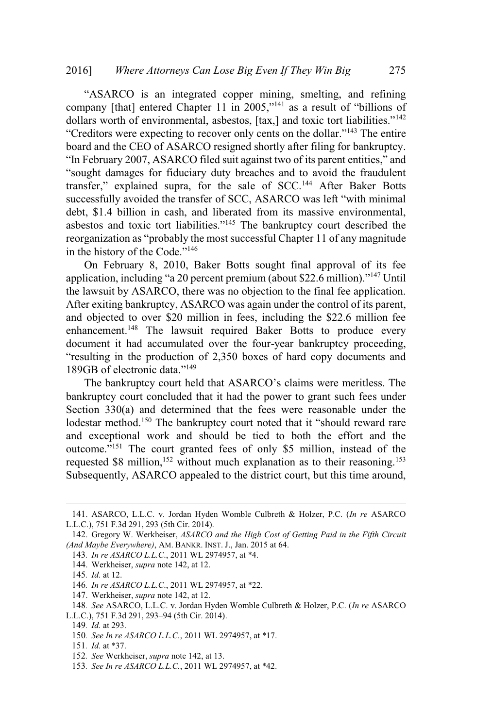"ASARCO is an integrated copper mining, smelting, and refining company [that] entered Chapter 11 in 2005,"[141] as a result of "billions of dollars worth of environmental, asbestos, [tax,] and toxic tort liabilities."[142] "Creditors were expecting to recover only cents on the dollar."[143] The entire board and the CEO of ASARCO resigned shortly after filing for bankruptcy. "In February 2007, ASARCO filed suit against two of its parent entities," and "sought damages for fiduciary duty breaches and to avoid the fraudulent transfer," explained supra, for the sale of SCC.[144] After Baker Botts successfully avoided the transfer of SCC, ASARCO was left "with minimal debt, $1.4 billion in cash, and liberated from its massive environmental, asbestos and toxic tort liabilities."[145] The bankruptcy court described the reorganization as "probably the most successful Chapter 11 of any magnitude in the history of the Code."[146]

On February 8, 2010, Baker Botts sought final approval of its fee application, including "a 20 percent premium (about $22.6 million)."[147] Until the lawsuit by ASARCO, there was no objection to the final fee application. After exiting bankruptcy, ASARCO was again under the control of its parent, and objected to over $20 million in fees, including the $22.6 million fee enhancement.[148] The lawsuit required Baker Botts to produce every document it had accumulated over the four-year bankruptcy proceeding, "resulting in the production of 2,350 boxes of hard copy documents and 189GB of electronic data."[149]

The bankruptcy court held that ASARCO's claims were meritless. The bankruptcy court concluded that it had the power to grant such fees under Section 330(a) and determined that the fees were reasonable under the lodestar method.[150] The bankruptcy court noted that it "should reward rare and exceptional work and should be tied to both the effort and the outcome."[151] The court granted fees of only $5 million, instead of the requested $8 million,[152] without much explanation as to their reasoning.[153] Subsequently, ASARCO appealed to the district court, but this time around,

---

141. ASARCO, L.L.C. v. Jordan Hyden Womble Culbreth & Holzer, P.C. (*In re* ASARCO L.L.C.), 751 F.3d 291, 293 (5th Cir. 2014).

142. Gregory W. Werkheiser, *ASARCO and the High Cost of Getting Paid in the Fifth Circuit (And Maybe Everywhere)*, AM. BANKR. INST. J., Jan. 2015 at 64.

143. *In re ASARCO L.L.C.*, 2011 WL 2974957, at *4.

144. Werkheiser, *supra* note 142, at 12.

145. *Id.* at 12.

146. *In re ASARCO L.L.C.*, 2011 WL 2974957, at *22.

147. Werkheiser, *supra* note 142, at 12.

148. *See* ASARCO, L.L.C. v. Jordan Hyden Womble Culbreth & Holzer, P.C. (*In re* ASARCO L.L.C.), 751 F.3d 291, 293–94 (5th Cir. 2014).

149. *Id.* at 293.

150. *See In re ASARCO L.L.C.*, 2011 WL 2974957, at *17.

151. *Id.* at *37.

152. *See* Werkheiser, *supra* note 142, at 13.

153. *See In re ASARCO L.L.C.*, 2011 WL 2974957, at *42.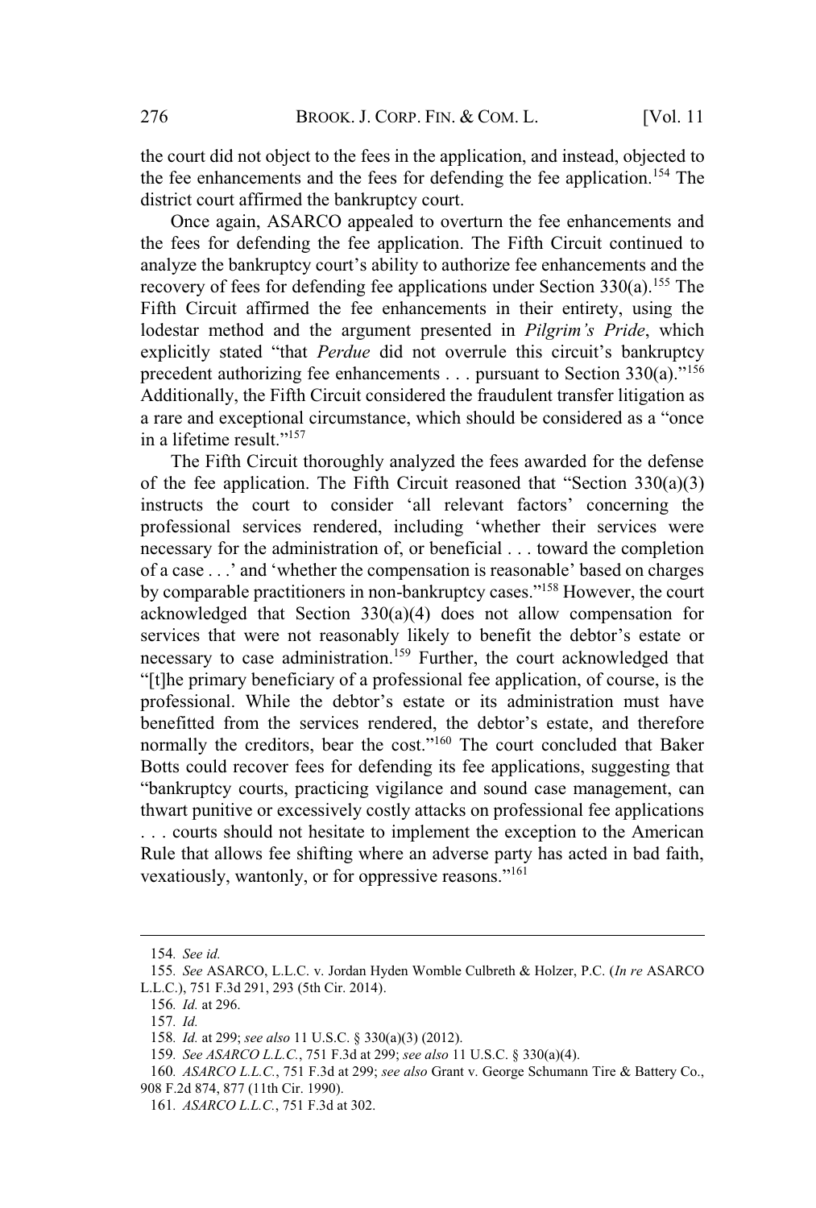the court did not object to the fees in the application, and instead, objected to the fee enhancements and the fees for defending the fee application.[154] The district court affirmed the bankruptcy court.

Once again, ASARCO appealed to overturn the fee enhancements and the fees for defending the fee application. The Fifth Circuit continued to analyze the bankruptcy court's ability to authorize fee enhancements and the recovery of fees for defending fee applications under Section 330(a).[155] The Fifth Circuit affirmed the fee enhancements in their entirety, using the lodestar method and the argument presented in *Pilgrim's Pride*, which explicitly stated "that *Perdue* did not overrule this circuit's bankruptcy precedent authorizing fee enhancements . . . pursuant to Section 330(a)."[156] Additionally, the Fifth Circuit considered the fraudulent transfer litigation as a rare and exceptional circumstance, which should be considered as a "once in a lifetime result."[157]

The Fifth Circuit thoroughly analyzed the fees awarded for the defense of the fee application. The Fifth Circuit reasoned that "Section 330(a)(3) instructs the court to consider 'all relevant factors' concerning the professional services rendered, including 'whether their services were necessary for the administration of, or beneficial . . . toward the completion of a case . . .' and 'whether the compensation is reasonable' based on charges by comparable practitioners in non-bankruptcy cases."[158] However, the court acknowledged that Section 330(a)(4) does not allow compensation for services that were not reasonably likely to benefit the debtor's estate or necessary to case administration.[159] Further, the court acknowledged that "[t]he primary beneficiary of a professional fee application, of course, is the professional. While the debtor's estate or its administration must have benefitted from the services rendered, the debtor's estate, and therefore normally the creditors, bear the cost."[160] The court concluded that Baker Botts could recover fees for defending its fee applications, suggesting that "bankruptcy courts, practicing vigilance and sound case management, can thwart punitive or excessively costly attacks on professional fee applications . . . courts should not hesitate to implement the exception to the American Rule that allows fee shifting where an adverse party has acted in bad faith, vexatiously, wantonly, or for oppressive reasons."[161]

---

154. *See id.*

155. *See* ASARCO, L.L.C. v. Jordan Hyden Womble Culbreth & Holzer, P.C. (*In re* ASARCO L.L.C.), 751 F.3d 291, 293 (5th Cir. 2014).

156. *Id.* at 296.

157. *Id.*

158. *Id.* at 299; *see also* 11 U.S.C. § 330(a)(3) (2012).

159. *See ASARCO L.L.C.*, 751 F.3d at 299; *see also* 11 U.S.C. § 330(a)(4).

160. *ASARCO L.L.C.*, 751 F.3d at 299; *see also* Grant v. George Schumann Tire & Battery Co., 908 F.2d 874, 877 (11th Cir. 1990).

161. *ASARCO L.L.C.*, 751 F.3d at 302.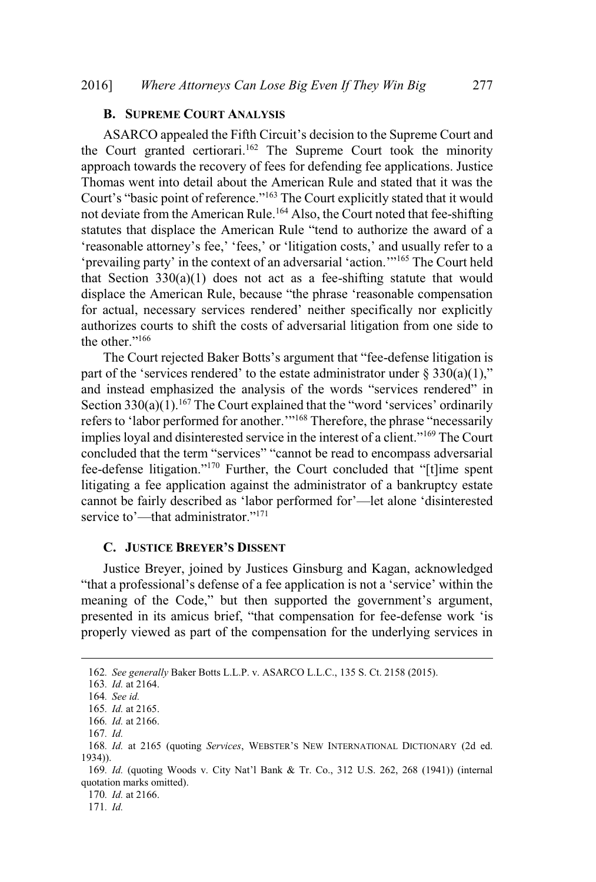### B. SUPREME COURT ANALYSIS

ASARCO appealed the Fifth Circuit's decision to the Supreme Court and the Court granted certiorari.[162] The Supreme Court took the minority approach towards the recovery of fees for defending fee applications. Justice Thomas went into detail about the American Rule and stated that it was the Court's "basic point of reference."[163] The Court explicitly stated that it would not deviate from the American Rule.[164] Also, the Court noted that fee-shifting statutes that displace the American Rule "tend to authorize the award of a 'reasonable attorney's fee,' 'fees,' or 'litigation costs,' and usually refer to a 'prevailing party' in the context of an adversarial 'action.'"[165] The Court held that Section 330(a)(1) does not act as a fee-shifting statute that would displace the American Rule, because "the phrase 'reasonable compensation for actual, necessary services rendered' neither specifically nor explicitly authorizes courts to shift the costs of adversarial litigation from one side to the other."[166]

The Court rejected Baker Botts's argument that "fee-defense litigation is part of the 'services rendered' to the estate administrator under § 330(a)(1)," and instead emphasized the analysis of the words "services rendered" in Section 330(a)(1).[167] The Court explained that the "word 'services' ordinarily refers to 'labor performed for another.'"[168] Therefore, the phrase "necessarily implies loyal and disinterested service in the interest of a client."[169] The Court concluded that the term "services" "cannot be read to encompass adversarial fee-defense litigation."[170] Further, the Court concluded that "[t]ime spent litigating a fee application against the administrator of a bankruptcy estate cannot be fairly described as 'labor performed for'—let alone 'disinterested service to'—that administrator."[171]

### C. JUSTICE BREYER'S DISSENT

Justice Breyer, joined by Justices Ginsburg and Kagan, acknowledged "that a professional's defense of a fee application is not a 'service' within the meaning of the Code," but then supported the government's argument, presented in its amicus brief, "that compensation for fee-defense work 'is properly viewed as part of the compensation for the underlying services in

---

162. *See generally* Baker Botts L.L.P. v. ASARCO L.L.C., 135 S. Ct. 2158 (2015).

163. *Id.* at 2164.

164. *See id.*

165. *Id.* at 2165.

166. *Id.* at 2166.

167. *Id.*

168. *Id.* at 2165 (quoting *Services*, WEBSTER'S NEW INTERNATIONAL DICTIONARY (2d ed. 1934)).

169. *Id.* (quoting Woods v. City Nat'l Bank & Tr. Co., 312 U.S. 262, 268 (1941)) (internal quotation marks omitted).

170. *Id.* at 2166.

171. *Id.*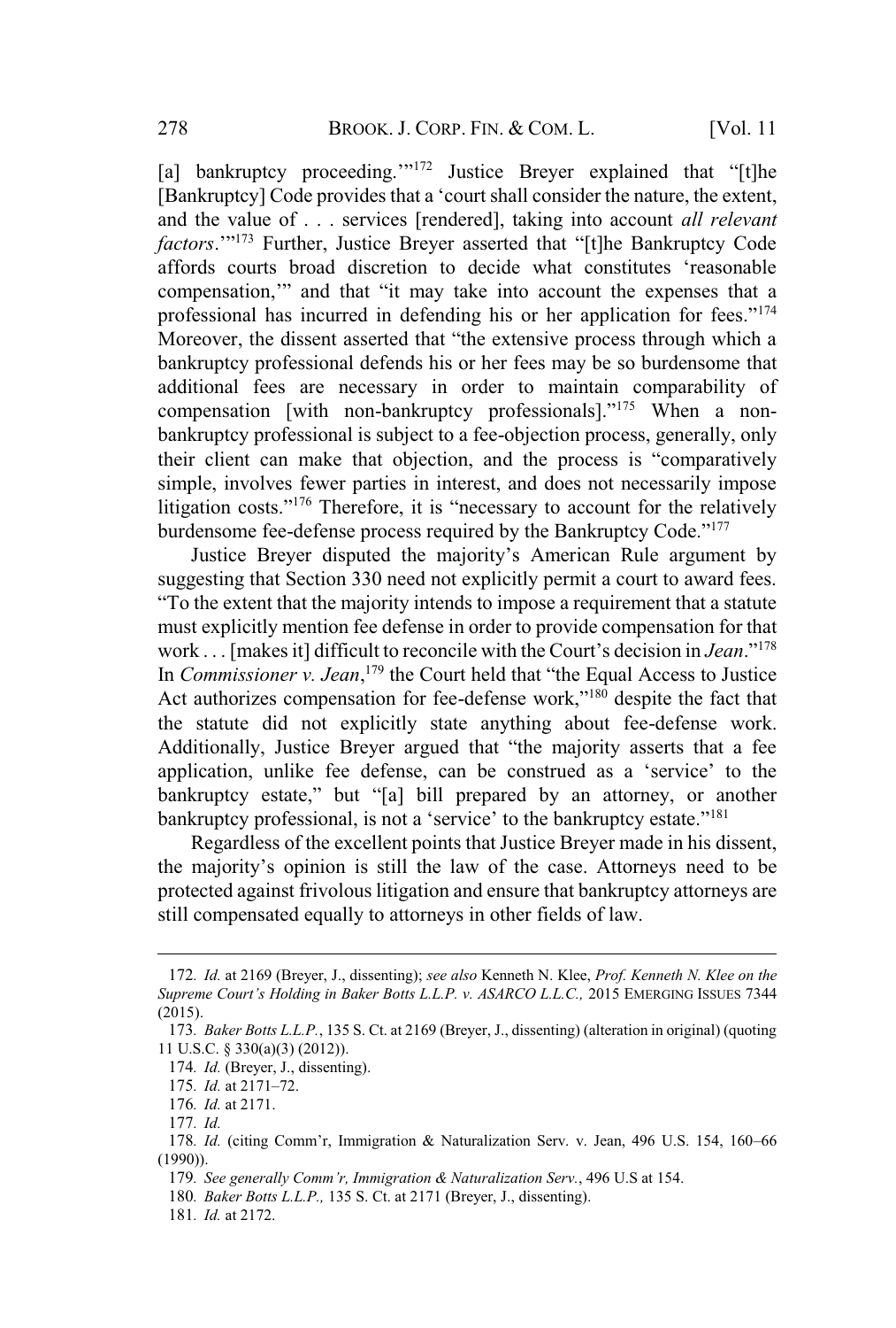[a] bankruptcy proceeding.'"[172] Justice Breyer explained that "[t]he [Bankruptcy] Code provides that a 'court shall consider the nature, the extent, and the value of . . . services [rendered], taking into account *all relevant factors*.'"[173] Further, Justice Breyer asserted that "[t]he Bankruptcy Code affords courts broad discretion to decide what constitutes 'reasonable compensation,'" and that "it may take into account the expenses that a professional has incurred in defending his or her application for fees."[174] Moreover, the dissent asserted that "the extensive process through which a bankruptcy professional defends his or her fees may be so burdensome that additional fees are necessary in order to maintain comparability of compensation [with non-bankruptcy professionals]."[175] When a non-bankruptcy professional is subject to a fee-objection process, generally, only their client can make that objection, and the process is "comparatively simple, involves fewer parties in interest, and does not necessarily impose litigation costs."[176] Therefore, it is "necessary to account for the relatively burdensome fee-defense process required by the Bankruptcy Code."[177]

Justice Breyer disputed the majority's American Rule argument by suggesting that Section 330 need not explicitly permit a court to award fees. "To the extent that the majority intends to impose a requirement that a statute must explicitly mention fee defense in order to provide compensation for that work . . . [makes it] difficult to reconcile with the Court's decision in *Jean*."[178] In *Commissioner v. Jean*,[179] the Court held that "the Equal Access to Justice Act authorizes compensation for fee-defense work,"[180] despite the fact that the statute did not explicitly state anything about fee-defense work. Additionally, Justice Breyer argued that "the majority asserts that a fee application, unlike fee defense, can be construed as a 'service' to the bankruptcy estate," but "[a] bill prepared by an attorney, or another bankruptcy professional, is not a 'service' to the bankruptcy estate."[181]

Regardless of the excellent points that Justice Breyer made in his dissent, the majority's opinion is still the law of the case. Attorneys need to be protected against frivolous litigation and ensure that bankruptcy attorneys are still compensated equally to attorneys in other fields of law.

---

172. *Id.* at 2169 (Breyer, J., dissenting); *see also* Kenneth N. Klee, *Prof. Kenneth N. Klee on the Supreme Court's Holding in Baker Botts L.L.P. v. ASARCO L.L.C.,* 2015 EMERGING ISSUES 7344 (2015).

173. *Baker Botts L.L.P.*, 135 S. Ct. at 2169 (Breyer, J., dissenting) (alteration in original) (quoting 11 U.S.C. § 330(a)(3) (2012)).

174. *Id.* (Breyer, J., dissenting).

175. *Id.* at 2171–72.

176. *Id.* at 2171.

177. *Id.*

178. *Id.* (citing Comm'r, Immigration & Naturalization Serv. v. Jean, 496 U.S. 154, 160–66 (1990)).

179. *See generally Comm'r, Immigration & Naturalization Serv.*, 496 U.S at 154.

180. *Baker Botts L.L.P.,* 135 S. Ct. at 2171 (Breyer, J., dissenting).

181. *Id.* at 2172.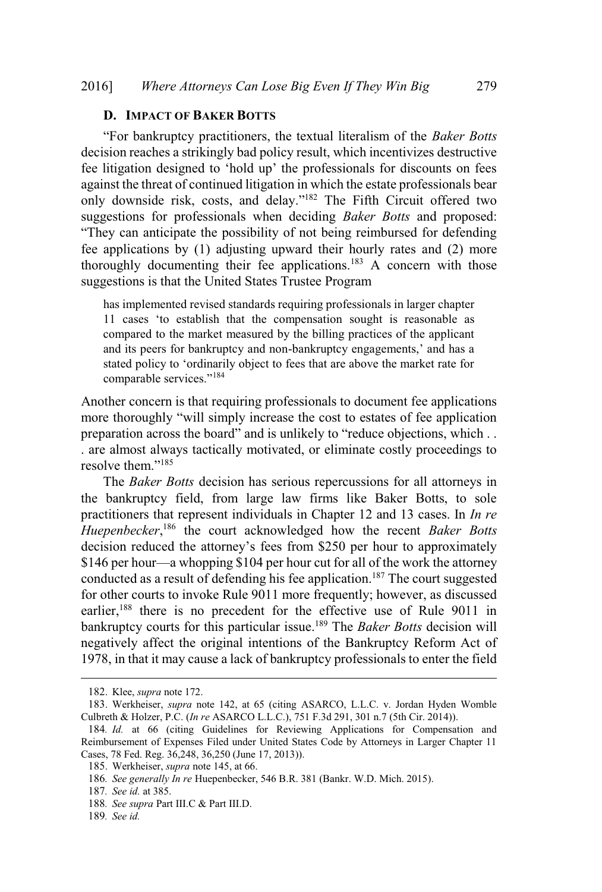### D. IMPACT OF BAKER BOTTS

"For bankruptcy practitioners, the textual literalism of the *Baker Botts* decision reaches a strikingly bad policy result, which incentivizes destructive fee litigation designed to 'hold up' the professionals for discounts on fees against the threat of continued litigation in which the estate professionals bear only downside risk, costs, and delay."[182] The Fifth Circuit offered two suggestions for professionals when deciding *Baker Botts* and proposed: "They can anticipate the possibility of not being reimbursed for defending fee applications by (1) adjusting upward their hourly rates and (2) more thoroughly documenting their fee applications.[183] A concern with those suggestions is that the United States Trustee Program

> has implemented revised standards requiring professionals in larger chapter 11 cases 'to establish that the compensation sought is reasonable as compared to the market measured by the billing practices of the applicant and its peers for bankruptcy and non-bankruptcy engagements,' and has a stated policy to 'ordinarily object to fees that are above the market rate for comparable services."[184]

Another concern is that requiring professionals to document fee applications more thoroughly "will simply increase the cost to estates of fee application preparation across the board" and is unlikely to "reduce objections, which . . . are almost always tactically motivated, or eliminate costly proceedings to resolve them."[185]

The *Baker Botts* decision has serious repercussions for all attorneys in the bankruptcy field, from large law firms like Baker Botts, to sole practitioners that represent individuals in Chapter 12 and 13 cases. In *In re Huepenbecker*,[186] the court acknowledged how the recent *Baker Botts* decision reduced the attorney's fees from $250 per hour to approximately $146 per hour—a whopping $104 per hour cut for all of the work the attorney conducted as a result of defending his fee application.[187] The court suggested for other courts to invoke Rule 9011 more frequently; however, as discussed earlier,[188] there is no precedent for the effective use of Rule 9011 in bankruptcy courts for this particular issue.[189] The *Baker Botts* decision will negatively affect the original intentions of the Bankruptcy Reform Act of 1978, in that it may cause a lack of bankruptcy professionals to enter the field

---

182. Klee, *supra* note 172.

183. Werkheiser, *supra* note 142, at 65 (citing ASARCO, L.L.C. v. Jordan Hyden Womble Culbreth & Holzer, P.C. (*In re* ASARCO L.L.C.), 751 F.3d 291, 301 n.7 (5th Cir. 2014)).

184. *Id.* at 66 (citing Guidelines for Reviewing Applications for Compensation and Reimbursement of Expenses Filed under United States Code by Attorneys in Larger Chapter 11 Cases, 78 Fed. Reg. 36,248, 36,250 (June 17, 2013)).

185. Werkheiser, *supra* note 145, at 66.

186. *See generally In re* Huepenbecker, 546 B.R. 381 (Bankr. W.D. Mich. 2015).

187. *See id.* at 385.

188. *See supra* Part III.C & Part III.D.

189. *See id.*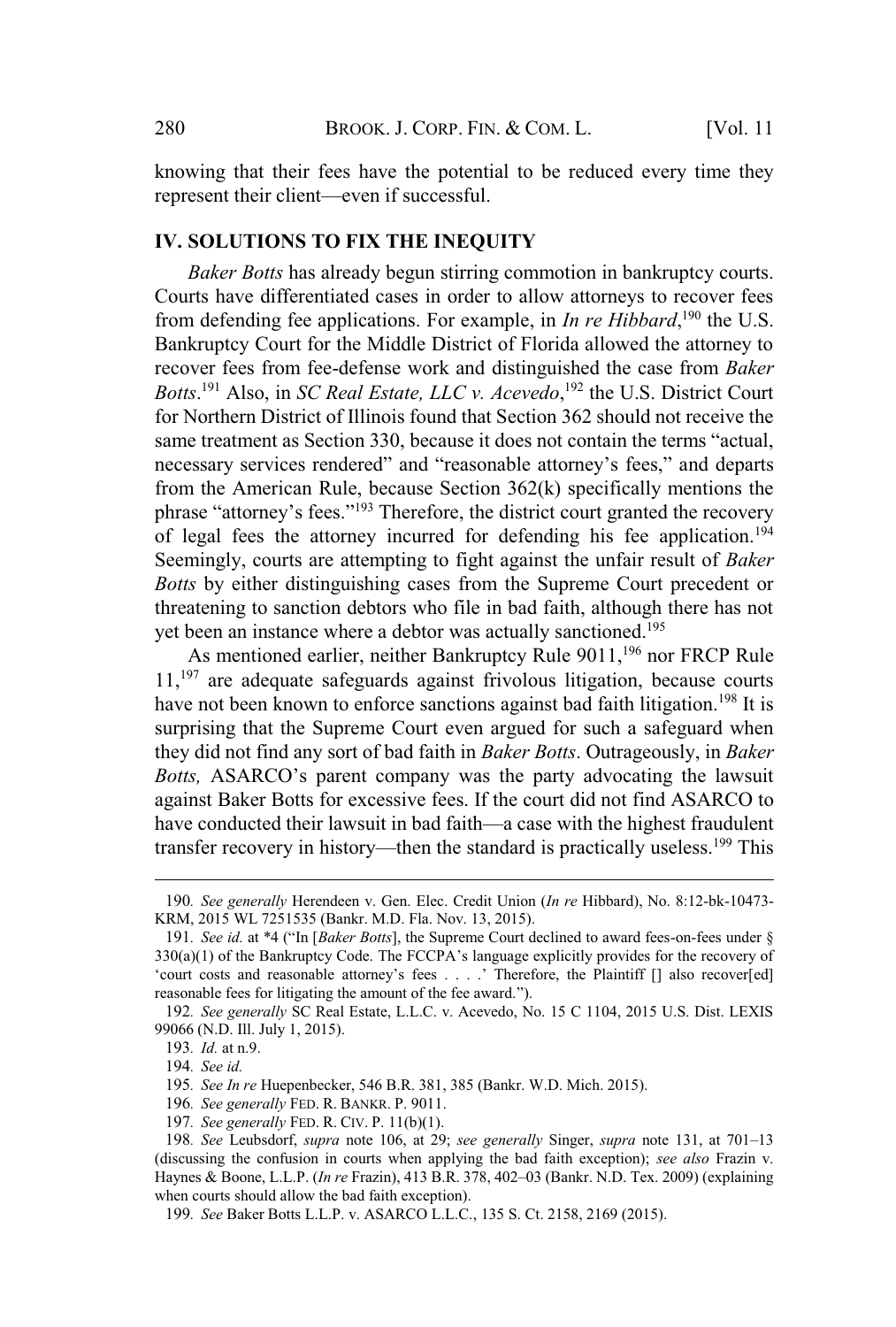knowing that their fees have the potential to be reduced every time they represent their client—even if successful.

## IV. SOLUTIONS TO FIX THE INEQUITY

*Baker Botts* has already begun stirring commotion in bankruptcy courts. Courts have differentiated cases in order to allow attorneys to recover fees from defending fee applications. For example, in *In re Hibbard*,[190] the U.S. Bankruptcy Court for the Middle District of Florida allowed the attorney to recover fees from fee-defense work and distinguished the case from *Baker Botts*.[191] Also, in *SC Real Estate, LLC v. Acevedo*,[192] the U.S. District Court for Northern District of Illinois found that Section 362 should not receive the same treatment as Section 330, because it does not contain the terms "actual, necessary services rendered" and "reasonable attorney's fees," and departs from the American Rule, because Section 362(k) specifically mentions the phrase "attorney's fees."[193] Therefore, the district court granted the recovery of legal fees the attorney incurred for defending his fee application.[194] Seemingly, courts are attempting to fight against the unfair result of *Baker Botts* by either distinguishing cases from the Supreme Court precedent or threatening to sanction debtors who file in bad faith, although there has not yet been an instance where a debtor was actually sanctioned.[195]

As mentioned earlier, neither Bankruptcy Rule 9011,[196] nor FRCP Rule 11,[197] are adequate safeguards against frivolous litigation, because courts have not been known to enforce sanctions against bad faith litigation.[198] It is surprising that the Supreme Court even argued for such a safeguard when they did not find any sort of bad faith in *Baker Botts*. Outrageously, in *Baker Botts,* ASARCO's parent company was the party advocating the lawsuit against Baker Botts for excessive fees. If the court did not find ASARCO to have conducted their lawsuit in bad faith—a case with the highest fraudulent transfer recovery in history—then the standard is practically useless.[199] This

---

190. *See generally* Herendeen v. Gen. Elec. Credit Union (*In re* Hibbard), No. 8:12-bk-10473-KRM, 2015 WL 7251535 (Bankr. M.D. Fla. Nov. 13, 2015).

191. *See id.* at *4 ("In [*Baker Botts*], the Supreme Court declined to award fees-on-fees under § 330(a)(1) of the Bankruptcy Code. The FCCPA's language explicitly provides for the recovery of 'court costs and reasonable attorney's fees . . . .' Therefore, the Plaintiff [] also recover[ed] reasonable fees for litigating the amount of the fee award.").

192. *See generally* SC Real Estate, L.L.C. v. Acevedo, No. 15 C 1104, 2015 U.S. Dist. LEXIS 99066 (N.D. Ill. July 1, 2015).

193. *Id.* at n.9.

194. *See id.*

195. *See In re* Huepenbecker, 546 B.R. 381, 385 (Bankr. W.D. Mich. 2015).

196. *See generally* FED. R. BANKR. P. 9011.

197. *See generally* FED. R. CIV. P. 11(b)(1).

198. *See* Leubsdorf, *supra* note 106, at 29; *see generally* Singer, *supra* note 131, at 701–13 (discussing the confusion in courts when applying the bad faith exception); *see also* Frazin v. Haynes & Boone, L.L.P. (*In re* Frazin), 413 B.R. 378, 402–03 (Bankr. N.D. Tex. 2009) (explaining when courts should allow the bad faith exception).

199. *See* Baker Botts L.L.P. v. ASARCO L.L.C., 135 S. Ct. 2158, 2169 (2015).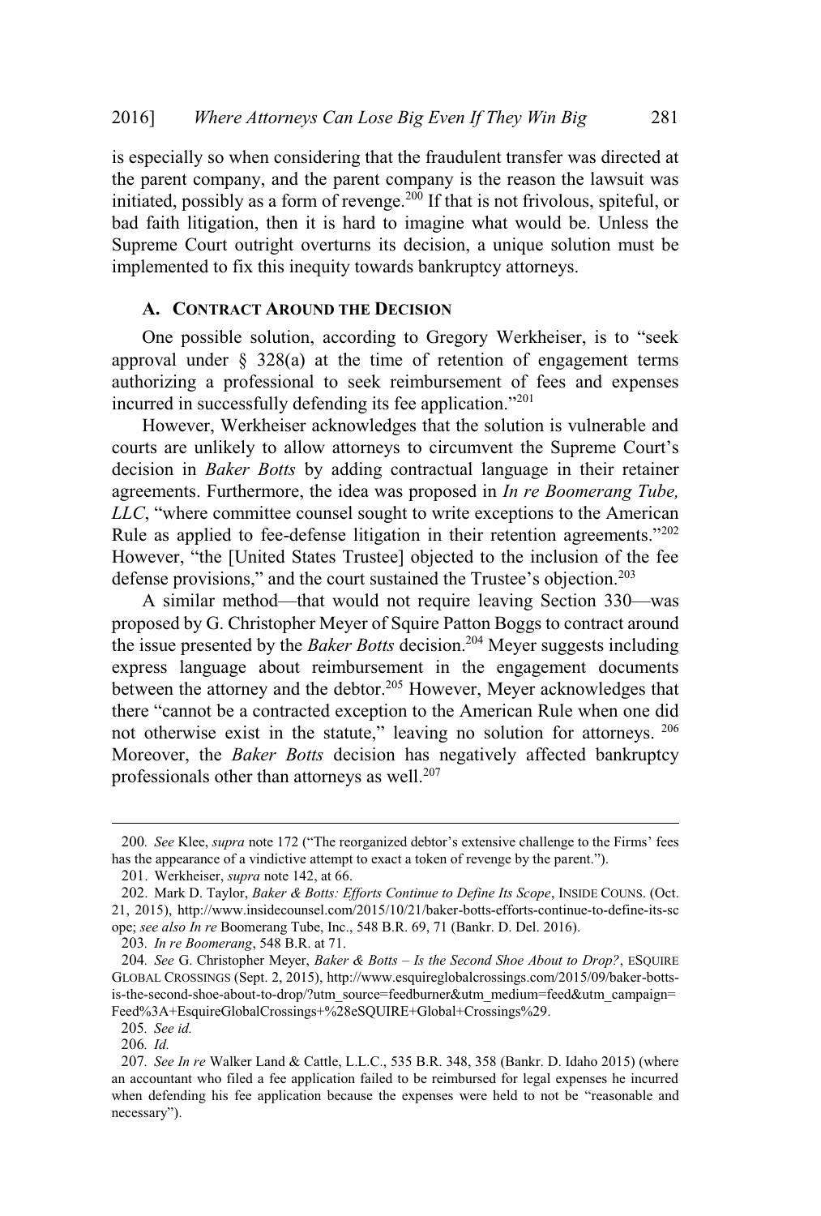is especially so when considering that the fraudulent transfer was directed at the parent company, and the parent company is the reason the lawsuit was initiated, possibly as a form of revenge.[200] If that is not frivolous, spiteful, or bad faith litigation, then it is hard to imagine what would be. Unless the Supreme Court outright overturns its decision, a unique solution must be implemented to fix this inequity towards bankruptcy attorneys.

### A. CONTRACT AROUND THE DECISION

One possible solution, according to Gregory Werkheiser, is to "seek approval under § 328(a) at the time of retention of engagement terms authorizing a professional to seek reimbursement of fees and expenses incurred in successfully defending its fee application."[201]

However, Werkheiser acknowledges that the solution is vulnerable and courts are unlikely to allow attorneys to circumvent the Supreme Court's decision in *Baker Botts* by adding contractual language in their retainer agreements. Furthermore, the idea was proposed in *In re Boomerang Tube, LLC*, "where committee counsel sought to write exceptions to the American Rule as applied to fee-defense litigation in their retention agreements."[202] However, "the [United States Trustee] objected to the inclusion of the fee defense provisions," and the court sustained the Trustee's objection.[203]

A similar method—that would not require leaving Section 330—was proposed by G. Christopher Meyer of Squire Patton Boggs to contract around the issue presented by the *Baker Botts* decision.[204] Meyer suggests including express language about reimbursement in the engagement documents between the attorney and the debtor.[205] However, Meyer acknowledges that there "cannot be a contracted exception to the American Rule when one did not otherwise exist in the statute," leaving no solution for attorneys.[206] Moreover, the *Baker Botts* decision has negatively affected bankruptcy professionals other than attorneys as well.[207]

---

200. *See* Klee, *supra* note 172 ("The reorganized debtor's extensive challenge to the Firms' fees has the appearance of a vindictive attempt to exact a token of revenge by the parent.").

201. Werkheiser, *supra* note 142, at 66.

202. Mark D. Taylor, *Baker & Botts: Efforts Continue to Define Its Scope*, INSIDE COUNS. (Oct. 21, 2015), http://www.insidecounsel.com/2015/10/21/baker-botts-efforts-continue-to-define-its-scope; *see also In re* Boomerang Tube, Inc., 548 B.R. 69, 71 (Bankr. D. Del. 2016).

203. *In re Boomerang*, 548 B.R. at 71.

204. *See* G. Christopher Meyer, *Baker & Botts – Is the Second Shoe About to Drop?*, ESQUIRE GLOBAL CROSSINGS (Sept. 2, 2015), http://www.esquireglobalcrossings.com/2015/09/baker-botts-is-the-second-shoe-about-to-drop/?utm_source=feedburner&utm_medium=feed&utm_campaign=Feed%3A+EsquireGlobalCrossings+%28eSQUIRE+Global+Crossings%29.

205. *See id.*

206. *Id.*

207. *See In re* Walker Land & Cattle, L.L.C., 535 B.R. 348, 358 (Bankr. D. Idaho 2015) (where an accountant who filed a fee application failed to be reimbursed for legal expenses he incurred when defending his fee application because the expenses were held to not be "reasonable and necessary").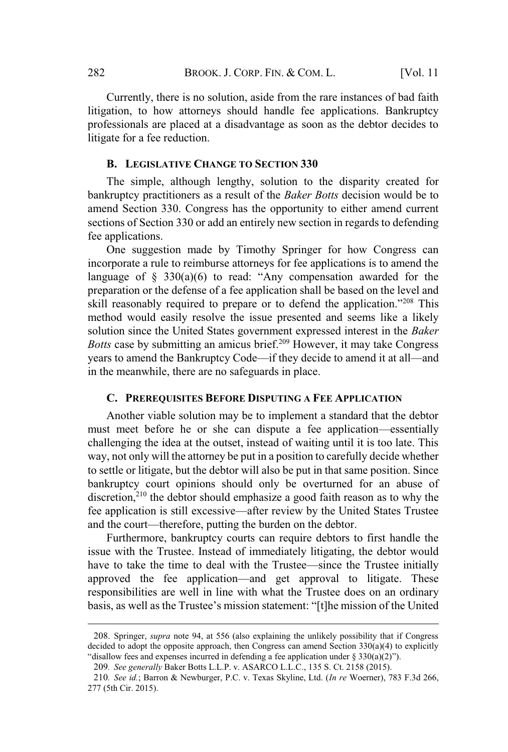Currently, there is no solution, aside from the rare instances of bad faith litigation, to how attorneys should handle fee applications. Bankruptcy professionals are placed at a disadvantage as soon as the debtor decides to litigate for a fee reduction.

### B. LEGISLATIVE CHANGE TO SECTION 330

The simple, although lengthy, solution to the disparity created for bankruptcy practitioners as a result of the *Baker Botts* decision would be to amend Section 330. Congress has the opportunity to either amend current sections of Section 330 or add an entirely new section in regards to defending fee applications.

One suggestion made by Timothy Springer for how Congress can incorporate a rule to reimburse attorneys for fee applications is to amend the language of § 330(a)(6) to read: "Any compensation awarded for the preparation or the defense of a fee application shall be based on the level and skill reasonably required to prepare or to defend the application."[208] This method would easily resolve the issue presented and seems like a likely solution since the United States government expressed interest in the *Baker Botts* case by submitting an amicus brief.[209] However, it may take Congress years to amend the Bankruptcy Code—if they decide to amend it at all—and in the meanwhile, there are no safeguards in place.

### C. PREREQUISITES BEFORE DISPUTING A FEE APPLICATION

Another viable solution may be to implement a standard that the debtor must meet before he or she can dispute a fee application—essentially challenging the idea at the outset, instead of waiting until it is too late. This way, not only will the attorney be put in a position to carefully decide whether to settle or litigate, but the debtor will also be put in that same position. Since bankruptcy court opinions should only be overturned for an abuse of discretion,[210] the debtor should emphasize a good faith reason as to why the fee application is still excessive—after review by the United States Trustee and the court—therefore, putting the burden on the debtor.

Furthermore, bankruptcy courts can require debtors to first handle the issue with the Trustee. Instead of immediately litigating, the debtor would have to take the time to deal with the Trustee—since the Trustee initially approved the fee application—and get approval to litigate. These responsibilities are well in line with what the Trustee does on an ordinary basis, as well as the Trustee's mission statement: "[t]he mission of the United

---

208. Springer, *supra* note 94, at 556 (also explaining the unlikely possibility that if Congress decided to adopt the opposite approach, then Congress can amend Section 330(a)(4) to explicitly "disallow fees and expenses incurred in defending a fee application under § 330(a)(2)").

209. *See generally* Baker Botts L.L.P. v. ASARCO L.L.C., 135 S. Ct. 2158 (2015).

210. *See id.*; Barron & Newburger, P.C. v. Texas Skyline, Ltd. (*In re* Woerner), 783 F.3d 266, 277 (5th Cir. 2015).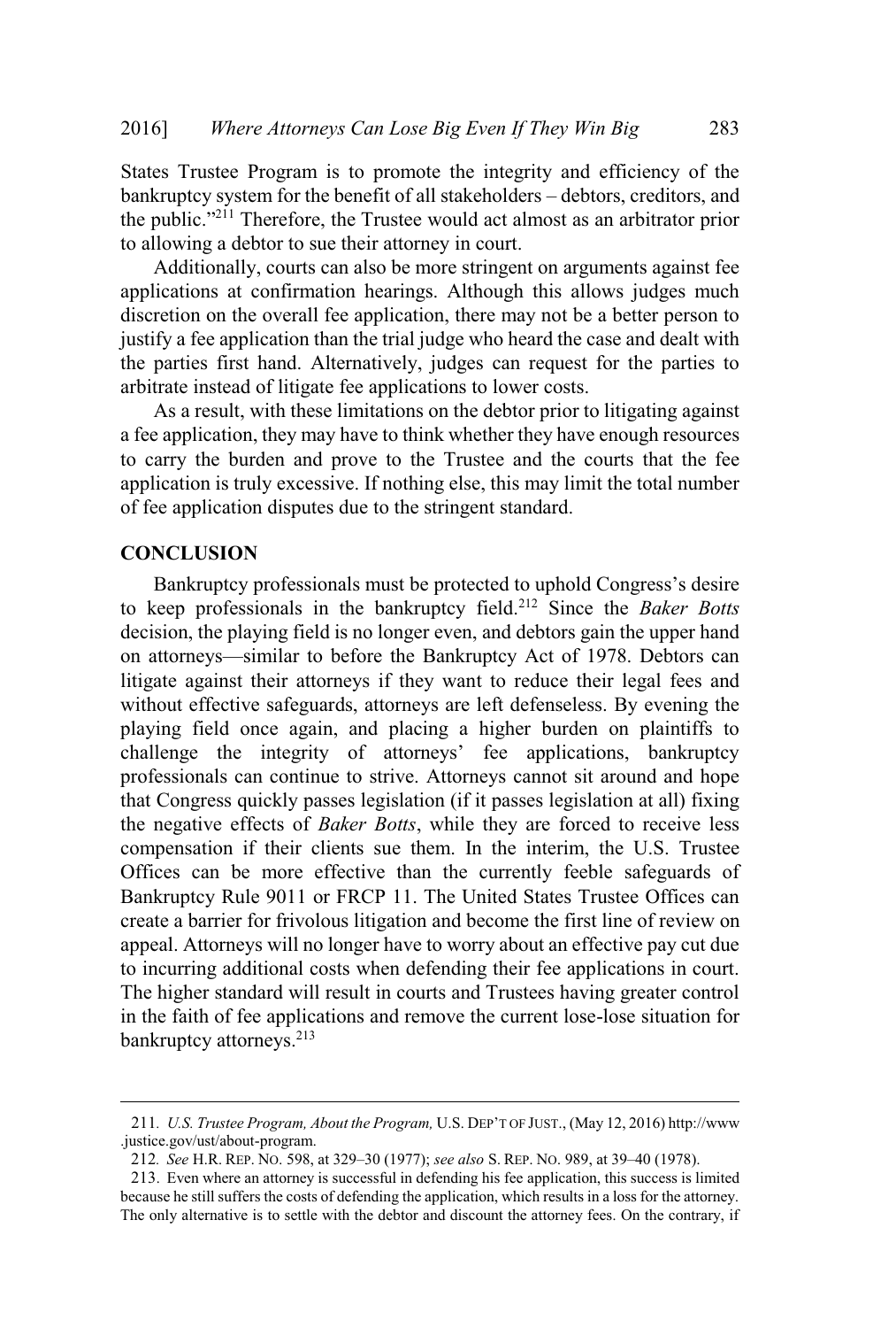States Trustee Program is to promote the integrity and efficiency of the bankruptcy system for the benefit of all stakeholders – debtors, creditors, and the public."[211] Therefore, the Trustee would act almost as an arbitrator prior to allowing a debtor to sue their attorney in court.

Additionally, courts can also be more stringent on arguments against fee applications at confirmation hearings. Although this allows judges much discretion on the overall fee application, there may not be a better person to justify a fee application than the trial judge who heard the case and dealt with the parties first hand. Alternatively, judges can request for the parties to arbitrate instead of litigate fee applications to lower costs.

As a result, with these limitations on the debtor prior to litigating against a fee application, they may have to think whether they have enough resources to carry the burden and prove to the Trustee and the courts that the fee application is truly excessive. If nothing else, this may limit the total number of fee application disputes due to the stringent standard.

## CONCLUSION

Bankruptcy professionals must be protected to uphold Congress's desire to keep professionals in the bankruptcy field.[212] Since the *Baker Botts* decision, the playing field is no longer even, and debtors gain the upper hand on attorneys—similar to before the Bankruptcy Act of 1978. Debtors can litigate against their attorneys if they want to reduce their legal fees and without effective safeguards, attorneys are left defenseless. By evening the playing field once again, and placing a higher burden on plaintiffs to challenge the integrity of attorneys' fee applications, bankruptcy professionals can continue to strive. Attorneys cannot sit around and hope that Congress quickly passes legislation (if it passes legislation at all) fixing the negative effects of *Baker Botts*, while they are forced to receive less compensation if their clients sue them. In the interim, the U.S. Trustee Offices can be more effective than the currently feeble safeguards of Bankruptcy Rule 9011 or FRCP 11. The United States Trustee Offices can create a barrier for frivolous litigation and become the first line of review on appeal. Attorneys will no longer have to worry about an effective pay cut due to incurring additional costs when defending their fee applications in court. The higher standard will result in courts and Trustees having greater control in the faith of fee applications and remove the current lose-lose situation for bankruptcy attorneys.[213]

---

211. *U.S. Trustee Program, About the Program,* U.S. DEP'T OF JUST., (May 12, 2016) http://www.justice.gov/ust/about-program.

212. *See* H.R. REP. NO. 598, at 329–30 (1977); *see also* S. REP. NO. 989, at 39–40 (1978).

213. Even where an attorney is successful in defending his fee application, this success is limited because he still suffers the costs of defending the application, which results in a loss for the attorney. The only alternative is to settle with the debtor and discount the attorney fees. On the contrary, if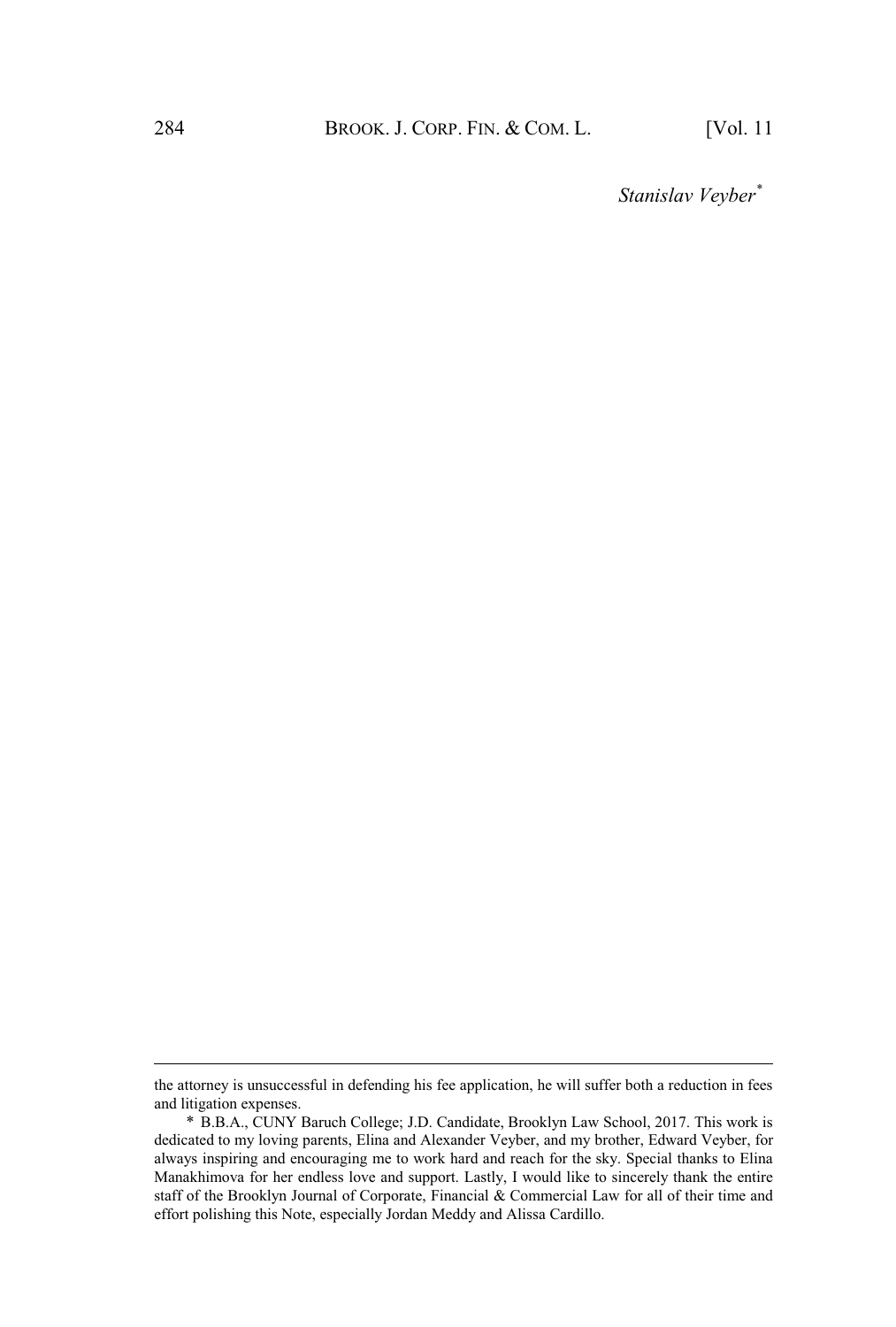*Stanislav Veyber*[*]

---

the attorney is unsuccessful in defending his fee application, he will suffer both a reduction in fees and litigation expenses.

[*] B.B.A., CUNY Baruch College; J.D. Candidate, Brooklyn Law School, 2017. This work is dedicated to my loving parents, Elina and Alexander Veyber, and my brother, Edward Veyber, for always inspiring and encouraging me to work hard and reach for the sky. Special thanks to Elina Manakhimova for her endless love and support. Lastly, I would like to sincerely thank the entire staff of the Brooklyn Journal of Corporate, Financial & Commercial Law for all of their time and effort polishing this Note, especially Jordan Meddy and Alissa Cardillo.